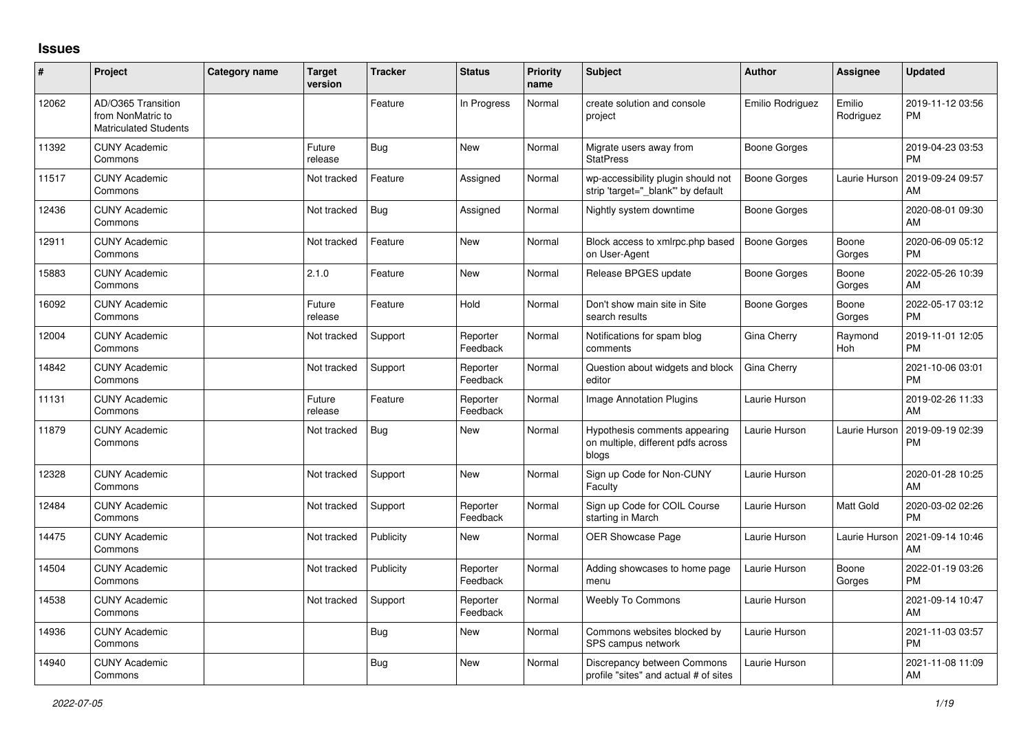## Issues

| # | Project | Category name | Target version | Tracker | Status | Priority name | Subject | Author | Assignee | Updated |
|---|---|---|---|---|---|---|---|---|---|---|
| 12062 | AD/O365 Transition from NonMatric to Matriculated Students | | | Feature | In Progress | Normal | create solution and console project | Emilio Rodriguez | Emilio Rodriguez | 2019-11-12 03:56 PM |
| 11392 | CUNY Academic Commons | | Future release | Bug | New | Normal | Migrate users away from StatPress | Boone Gorges | | 2019-04-23 03:53 PM |
| 11517 | CUNY Academic Commons | | Not tracked | Feature | Assigned | Normal | wp-accessibility plugin should not strip 'target="_blank"' by default | Boone Gorges | Laurie Hurson | 2019-09-24 09:57 AM |
| 12436 | CUNY Academic Commons | | Not tracked | Bug | Assigned | Normal | Nightly system downtime | Boone Gorges | | 2020-08-01 09:30 AM |
| 12911 | CUNY Academic Commons | | Not tracked | Feature | New | Normal | Block access to xmlrpc.php based on User-Agent | Boone Gorges | Boone Gorges | 2020-06-09 05:12 PM |
| 15883 | CUNY Academic Commons | | 2.1.0 | Feature | New | Normal | Release BPGES update | Boone Gorges | Boone Gorges | 2022-05-26 10:39 AM |
| 16092 | CUNY Academic Commons | | Future release | Feature | Hold | Normal | Don't show main site in Site search results | Boone Gorges | Boone Gorges | 2022-05-17 03:12 PM |
| 12004 | CUNY Academic Commons | | Not tracked | Support | Reporter Feedback | Normal | Notifications for spam blog comments | Gina Cherry | Raymond Hoh | 2019-11-01 12:05 PM |
| 14842 | CUNY Academic Commons | | Not tracked | Support | Reporter Feedback | Normal | Question about widgets and block editor | Gina Cherry | | 2021-10-06 03:01 PM |
| 11131 | CUNY Academic Commons | | Future release | Feature | Reporter Feedback | Normal | Image Annotation Plugins | Laurie Hurson | | 2019-02-26 11:33 AM |
| 11879 | CUNY Academic Commons | | Not tracked | Bug | New | Normal | Hypothesis comments appearing on multiple, different pdfs across blogs | Laurie Hurson | Laurie Hurson | 2019-09-19 02:39 PM |
| 12328 | CUNY Academic Commons | | Not tracked | Support | New | Normal | Sign up Code for Non-CUNY Faculty | Laurie Hurson | | 2020-01-28 10:25 AM |
| 12484 | CUNY Academic Commons | | Not tracked | Support | Reporter Feedback | Normal | Sign up Code for COIL Course starting in March | Laurie Hurson | Matt Gold | 2020-03-02 02:26 PM |
| 14475 | CUNY Academic Commons | | Not tracked | Publicity | New | Normal | OER Showcase Page | Laurie Hurson | Laurie Hurson | 2021-09-14 10:46 AM |
| 14504 | CUNY Academic Commons | | Not tracked | Publicity | Reporter Feedback | Normal | Adding showcases to home page menu | Laurie Hurson | Boone Gorges | 2022-01-19 03:26 PM |
| 14538 | CUNY Academic Commons | | Not tracked | Support | Reporter Feedback | Normal | Weebly To Commons | Laurie Hurson | | 2021-09-14 10:47 AM |
| 14936 | CUNY Academic Commons | | | Bug | New | Normal | Commons websites blocked by SPS campus network | Laurie Hurson | | 2021-11-03 03:57 PM |
| 14940 | CUNY Academic Commons | | | Bug | New | Normal | Discrepancy between Commons profile "sites" and actual # of sites | Laurie Hurson | | 2021-11-08 11:09 AM |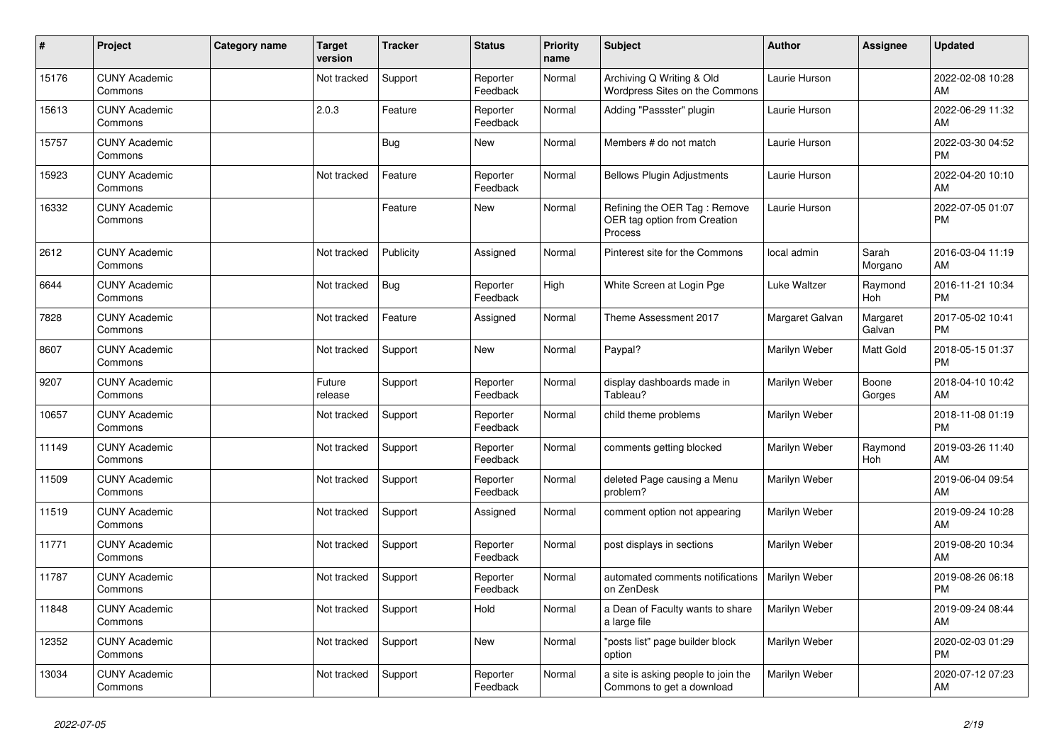| # | Project | Category name | Target version | Tracker | Status | Priority name | Subject | Author | Assignee | Updated |
|---|---|---|---|---|---|---|---|---|---|---|
| 15176 | CUNY Academic Commons | | Not tracked | Support | Reporter Feedback | Normal | Archiving Q Writing & Old Wordpress Sites on the Commons | Laurie Hurson | | 2022-02-08 10:28 AM |
| 15613 | CUNY Academic Commons | | 2.0.3 | Feature | Reporter Feedback | Normal | Adding "Passster" plugin | Laurie Hurson | | 2022-06-29 11:32 AM |
| 15757 | CUNY Academic Commons | | | Bug | New | Normal | Members # do not match | Laurie Hurson | | 2022-03-30 04:52 PM |
| 15923 | CUNY Academic Commons | | Not tracked | Feature | Reporter Feedback | Normal | Bellows Plugin Adjustments | Laurie Hurson | | 2022-04-20 10:10 AM |
| 16332 | CUNY Academic Commons | | | Feature | New | Normal | Refining the OER Tag : Remove OER tag option from Creation Process | Laurie Hurson | | 2022-07-05 01:07 PM |
| 2612 | CUNY Academic Commons | | Not tracked | Publicity | Assigned | Normal | Pinterest site for the Commons | local admin | Sarah Morgano | 2016-03-04 11:19 AM |
| 6644 | CUNY Academic Commons | | Not tracked | Bug | Reporter Feedback | High | White Screen at Login Pge | Luke Waltzer | Raymond Hoh | 2016-11-21 10:34 PM |
| 7828 | CUNY Academic Commons | | Not tracked | Feature | Assigned | Normal | Theme Assessment 2017 | Margaret Galvan | Margaret Galvan | 2017-05-02 10:41 PM |
| 8607 | CUNY Academic Commons | | Not tracked | Support | New | Normal | Paypal? | Marilyn Weber | Matt Gold | 2018-05-15 01:37 PM |
| 9207 | CUNY Academic Commons | | Future release | Support | Reporter Feedback | Normal | display dashboards made in Tableau? | Marilyn Weber | Boone Gorges | 2018-04-10 10:42 AM |
| 10657 | CUNY Academic Commons | | Not tracked | Support | Reporter Feedback | Normal | child theme problems | Marilyn Weber | | 2018-11-08 01:19 PM |
| 11149 | CUNY Academic Commons | | Not tracked | Support | Reporter Feedback | Normal | comments getting blocked | Marilyn Weber | Raymond Hoh | 2019-03-26 11:40 AM |
| 11509 | CUNY Academic Commons | | Not tracked | Support | Reporter Feedback | Normal | deleted Page causing a Menu problem? | Marilyn Weber | | 2019-06-04 09:54 AM |
| 11519 | CUNY Academic Commons | | Not tracked | Support | Assigned | Normal | comment option not appearing | Marilyn Weber | | 2019-09-24 10:28 AM |
| 11771 | CUNY Academic Commons | | Not tracked | Support | Reporter Feedback | Normal | post displays in sections | Marilyn Weber | | 2019-08-20 10:34 AM |
| 11787 | CUNY Academic Commons | | Not tracked | Support | Reporter Feedback | Normal | automated comments notifications on ZenDesk | Marilyn Weber | | 2019-08-26 06:18 PM |
| 11848 | CUNY Academic Commons | | Not tracked | Support | Hold | Normal | a Dean of Faculty wants to share a large file | Marilyn Weber | | 2019-09-24 08:44 AM |
| 12352 | CUNY Academic Commons | | Not tracked | Support | New | Normal | "posts list" page builder block option | Marilyn Weber | | 2020-02-03 01:29 PM |
| 13034 | CUNY Academic Commons | | Not tracked | Support | Reporter Feedback | Normal | a site is asking people to join the Commons to get a download | Marilyn Weber | | 2020-07-12 07:23 AM |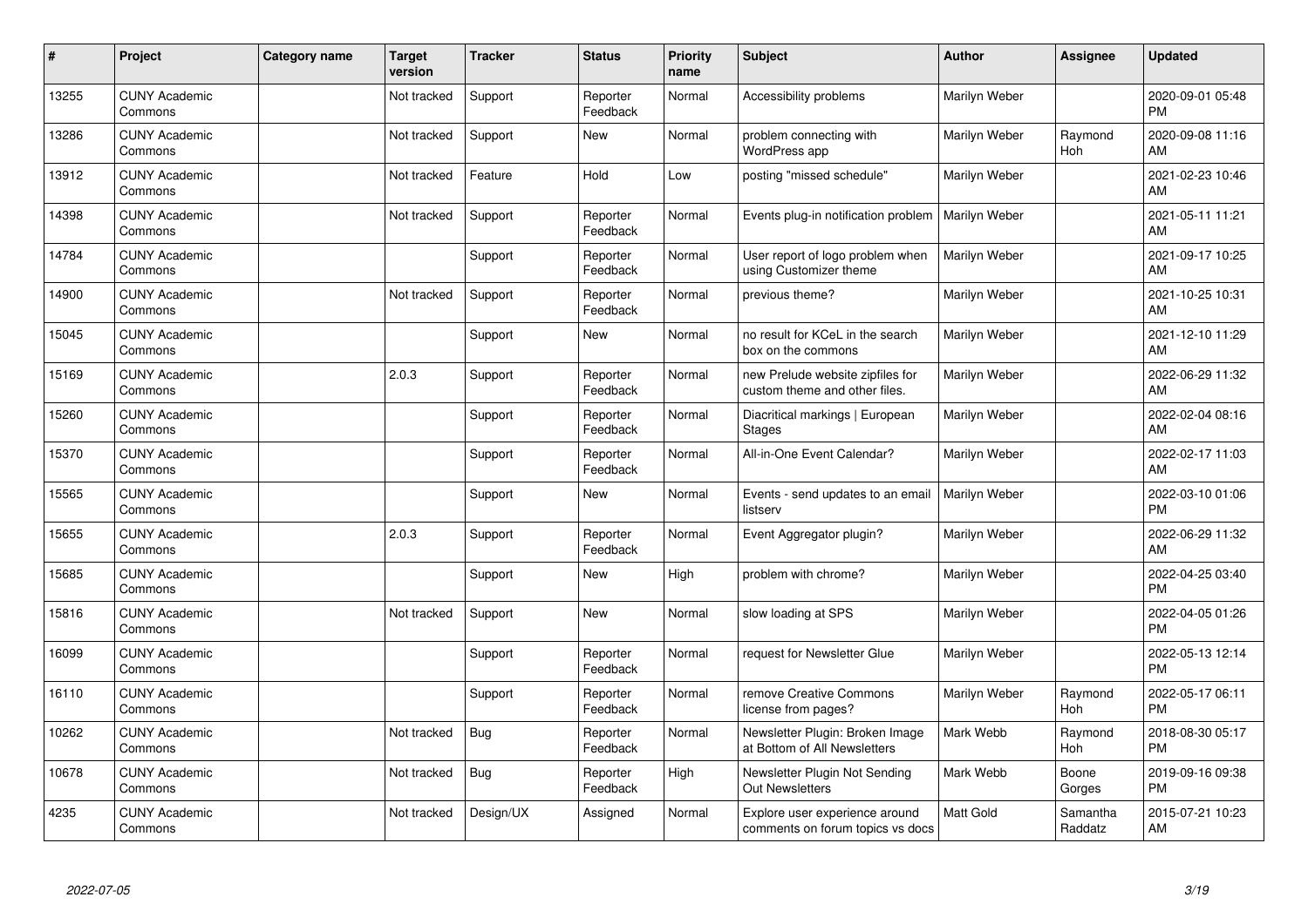| # | Project | Category name | Target version | Tracker | Status | Priority name | Subject | Author | Assignee | Updated |
|---|---|---|---|---|---|---|---|---|---|---|
| 13255 | CUNY Academic Commons | | Not tracked | Support | Reporter Feedback | Normal | Accessibility problems | Marilyn Weber | | 2020-09-01 05:48 PM |
| 13286 | CUNY Academic Commons | | Not tracked | Support | New | Normal | problem connecting with WordPress app | Marilyn Weber | Raymond Hoh | 2020-09-08 11:16 AM |
| 13912 | CUNY Academic Commons | | Not tracked | Feature | Hold | Low | posting "missed schedule" | Marilyn Weber | | 2021-02-23 10:46 AM |
| 14398 | CUNY Academic Commons | | Not tracked | Support | Reporter Feedback | Normal | Events plug-in notification problem | Marilyn Weber | | 2021-05-11 11:21 AM |
| 14784 | CUNY Academic Commons | | | Support | Reporter Feedback | Normal | User report of logo problem when using Customizer theme | Marilyn Weber | | 2021-09-17 10:25 AM |
| 14900 | CUNY Academic Commons | | Not tracked | Support | Reporter Feedback | Normal | previous theme? | Marilyn Weber | | 2021-10-25 10:31 AM |
| 15045 | CUNY Academic Commons | | | Support | New | Normal | no result for KCeL in the search box on the commons | Marilyn Weber | | 2021-12-10 11:29 AM |
| 15169 | CUNY Academic Commons | | 2.0.3 | Support | Reporter Feedback | Normal | new Prelude website zipfiles for custom theme and other files. | Marilyn Weber | | 2022-06-29 11:32 AM |
| 15260 | CUNY Academic Commons | | | Support | Reporter Feedback | Normal | Diacritical markings \| European Stages | Marilyn Weber | | 2022-02-04 08:16 AM |
| 15370 | CUNY Academic Commons | | | Support | Reporter Feedback | Normal | All-in-One Event Calendar? | Marilyn Weber | | 2022-02-17 11:03 AM |
| 15565 | CUNY Academic Commons | | | Support | New | Normal | Events - send updates to an email listserv | Marilyn Weber | | 2022-03-10 01:06 PM |
| 15655 | CUNY Academic Commons | | 2.0.3 | Support | Reporter Feedback | Normal | Event Aggregator plugin? | Marilyn Weber | | 2022-06-29 11:32 AM |
| 15685 | CUNY Academic Commons | | | Support | New | High | problem with chrome? | Marilyn Weber | | 2022-04-25 03:40 PM |
| 15816 | CUNY Academic Commons | | Not tracked | Support | New | Normal | slow loading at SPS | Marilyn Weber | | 2022-04-05 01:26 PM |
| 16099 | CUNY Academic Commons | | | Support | Reporter Feedback | Normal | request for Newsletter Glue | Marilyn Weber | | 2022-05-13 12:14 PM |
| 16110 | CUNY Academic Commons | | | Support | Reporter Feedback | Normal | remove Creative Commons license from pages? | Marilyn Weber | Raymond Hoh | 2022-05-17 06:11 PM |
| 10262 | CUNY Academic Commons | | Not tracked | Bug | Reporter Feedback | Normal | Newsletter Plugin: Broken Image at Bottom of All Newsletters | Mark Webb | Raymond Hoh | 2018-08-30 05:17 PM |
| 10678 | CUNY Academic Commons | | Not tracked | Bug | Reporter Feedback | High | Newsletter Plugin Not Sending Out Newsletters | Mark Webb | Boone Gorges | 2019-09-16 09:38 PM |
| 4235 | CUNY Academic Commons | | Not tracked | Design/UX | Assigned | Normal | Explore user experience around comments on forum topics vs docs | Matt Gold | Samantha Raddatz | 2015-07-21 10:23 AM |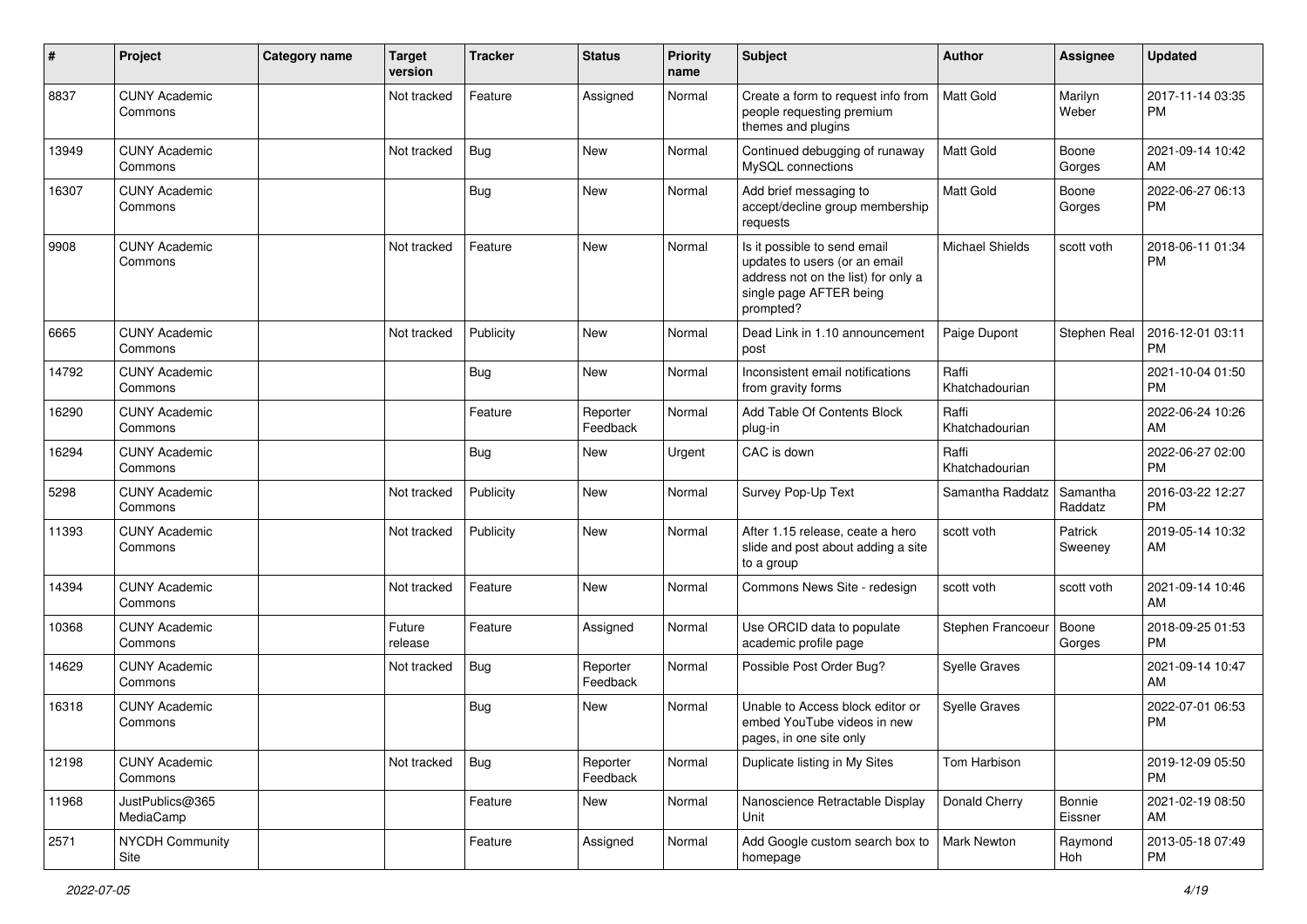| # | Project | Category name | Target version | Tracker | Status | Priority name | Subject | Author | Assignee | Updated |
|---|---|---|---|---|---|---|---|---|---|---|
| 8837 | CUNY Academic Commons | | Not tracked | Feature | Assigned | Normal | Create a form to request info from people requesting premium themes and plugins | Matt Gold | Marilyn Weber | 2017-11-14 03:35 PM |
| 13949 | CUNY Academic Commons | | Not tracked | Bug | New | Normal | Continued debugging of runaway MySQL connections | Matt Gold | Boone Gorges | 2021-09-14 10:42 AM |
| 16307 | CUNY Academic Commons | | | Bug | New | Normal | Add brief messaging to accept/decline group membership requests | Matt Gold | Boone Gorges | 2022-06-27 06:13 PM |
| 9908 | CUNY Academic Commons | | Not tracked | Feature | New | Normal | Is it possible to send email updates to users (or an email address not on the list) for only a single page AFTER being prompted? | Michael Shields | scott voth | 2018-06-11 01:34 PM |
| 6665 | CUNY Academic Commons | | Not tracked | Publicity | New | Normal | Dead Link in 1.10 announcement post | Paige Dupont | Stephen Real | 2016-12-01 03:11 PM |
| 14792 | CUNY Academic Commons | | | Bug | New | Normal | Inconsistent email notifications from gravity forms | Raffi Khatchadourian | | 2021-10-04 01:50 PM |
| 16290 | CUNY Academic Commons | | | Feature | Reporter Feedback | Normal | Add Table Of Contents Block plug-in | Raffi Khatchadourian | | 2022-06-24 10:26 AM |
| 16294 | CUNY Academic Commons | | | Bug | New | Urgent | CAC is down | Raffi Khatchadourian | | 2022-06-27 02:00 PM |
| 5298 | CUNY Academic Commons | | Not tracked | Publicity | New | Normal | Survey Pop-Up Text | Samantha Raddatz | Samantha Raddatz | 2016-03-22 12:27 PM |
| 11393 | CUNY Academic Commons | | Not tracked | Publicity | New | Normal | After 1.15 release, ceate a hero slide and post about adding a site to a group | scott voth | Patrick Sweeney | 2019-05-14 10:32 AM |
| 14394 | CUNY Academic Commons | | Not tracked | Feature | New | Normal | Commons News Site - redesign | scott voth | scott voth | 2021-09-14 10:46 AM |
| 10368 | CUNY Academic Commons | | Future release | Feature | Assigned | Normal | Use ORCID data to populate academic profile page | Stephen Francoeur | Boone Gorges | 2018-09-25 01:53 PM |
| 14629 | CUNY Academic Commons | | Not tracked | Bug | Reporter Feedback | Normal | Possible Post Order Bug? | Syelle Graves | | 2021-09-14 10:47 AM |
| 16318 | CUNY Academic Commons | | | Bug | New | Normal | Unable to Access block editor or embed YouTube videos in new pages, in one site only | Syelle Graves | | 2022-07-01 06:53 PM |
| 12198 | CUNY Academic Commons | | Not tracked | Bug | Reporter Feedback | Normal | Duplicate listing in My Sites | Tom Harbison | | 2019-12-09 05:50 PM |
| 11968 | JustPublics@365 MediaCamp | | | Feature | New | Normal | Nanoscience Retractable Display Unit | Donald Cherry | Bonnie Eissner | 2021-02-19 08:50 AM |
| 2571 | NYCDH Community Site | | | Feature | Assigned | Normal | Add Google custom search box to homepage | Mark Newton | Raymond Hoh | 2013-05-18 07:49 PM |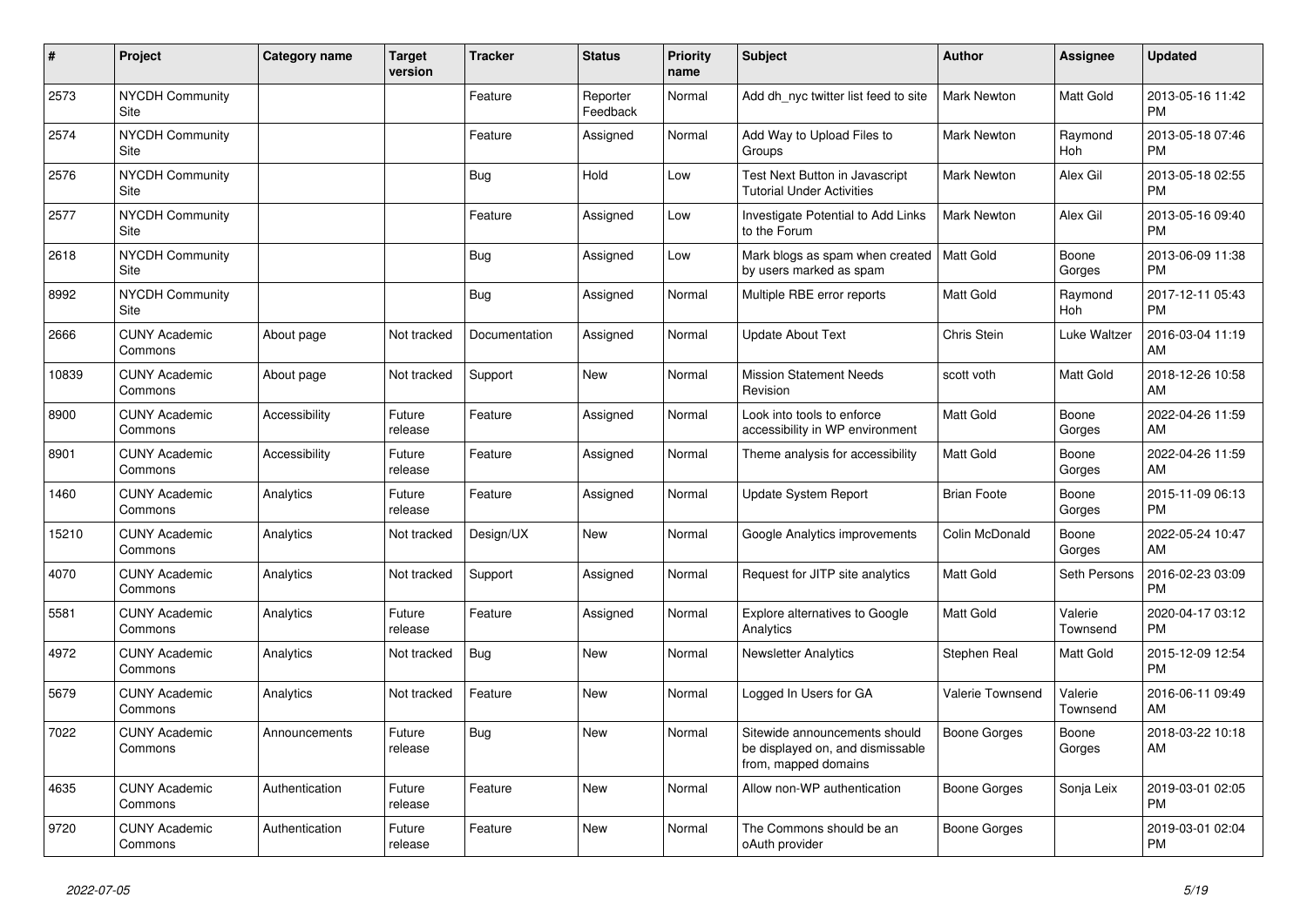| # | Project | Category name | Target version | Tracker | Status | Priority name | Subject | Author | Assignee | Updated |
|---|---|---|---|---|---|---|---|---|---|---|
| 2573 | NYCDH Community Site | | | Feature | Reporter Feedback | Normal | Add dh_nyc twitter list feed to site | Mark Newton | Matt Gold | 2013-05-16 11:42 PM |
| 2574 | NYCDH Community Site | | | Feature | Assigned | Normal | Add Way to Upload Files to Groups | Mark Newton | Raymond Hoh | 2013-05-18 07:46 PM |
| 2576 | NYCDH Community Site | | | Bug | Hold | Low | Test Next Button in Javascript Tutorial Under Activities | Mark Newton | Alex Gil | 2013-05-18 02:55 PM |
| 2577 | NYCDH Community Site | | | Feature | Assigned | Low | Investigate Potential to Add Links to the Forum | Mark Newton | Alex Gil | 2013-05-16 09:40 PM |
| 2618 | NYCDH Community Site | | | Bug | Assigned | Low | Mark blogs as spam when created by users marked as spam | Matt Gold | Boone Gorges | 2013-06-09 11:38 PM |
| 8992 | NYCDH Community Site | | | Bug | Assigned | Normal | Multiple RBE error reports | Matt Gold | Raymond Hoh | 2017-12-11 05:43 PM |
| 2666 | CUNY Academic Commons | About page | Not tracked | Documentation | Assigned | Normal | Update About Text | Chris Stein | Luke Waltzer | 2016-03-04 11:19 AM |
| 10839 | CUNY Academic Commons | About page | Not tracked | Support | New | Normal | Mission Statement Needs Revision | scott voth | Matt Gold | 2018-12-26 10:58 AM |
| 8900 | CUNY Academic Commons | Accessibility | Future release | Feature | Assigned | Normal | Look into tools to enforce accessibility in WP environment | Matt Gold | Boone Gorges | 2022-04-26 11:59 AM |
| 8901 | CUNY Academic Commons | Accessibility | Future release | Feature | Assigned | Normal | Theme analysis for accessibility | Matt Gold | Boone Gorges | 2022-04-26 11:59 AM |
| 1460 | CUNY Academic Commons | Analytics | Future release | Feature | Assigned | Normal | Update System Report | Brian Foote | Boone Gorges | 2015-11-09 06:13 PM |
| 15210 | CUNY Academic Commons | Analytics | Not tracked | Design/UX | New | Normal | Google Analytics improvements | Colin McDonald | Boone Gorges | 2022-05-24 10:47 AM |
| 4070 | CUNY Academic Commons | Analytics | Not tracked | Support | Assigned | Normal | Request for JITP site analytics | Matt Gold | Seth Persons | 2016-02-23 03:09 PM |
| 5581 | CUNY Academic Commons | Analytics | Future release | Feature | Assigned | Normal | Explore alternatives to Google Analytics | Matt Gold | Valerie Townsend | 2020-04-17 03:12 PM |
| 4972 | CUNY Academic Commons | Analytics | Not tracked | Bug | New | Normal | Newsletter Analytics | Stephen Real | Matt Gold | 2015-12-09 12:54 PM |
| 5679 | CUNY Academic Commons | Analytics | Not tracked | Feature | New | Normal | Logged In Users for GA | Valerie Townsend | Valerie Townsend | 2016-06-11 09:49 AM |
| 7022 | CUNY Academic Commons | Announcements | Future release | Bug | New | Normal | Sitewide announcements should be displayed on, and dismissable from, mapped domains | Boone Gorges | Boone Gorges | 2018-03-22 10:18 AM |
| 4635 | CUNY Academic Commons | Authentication | Future release | Feature | New | Normal | Allow non-WP authentication | Boone Gorges | Sonja Leix | 2019-03-01 02:05 PM |
| 9720 | CUNY Academic Commons | Authentication | Future release | Feature | New | Normal | The Commons should be an oAuth provider | Boone Gorges | | 2019-03-01 02:04 PM |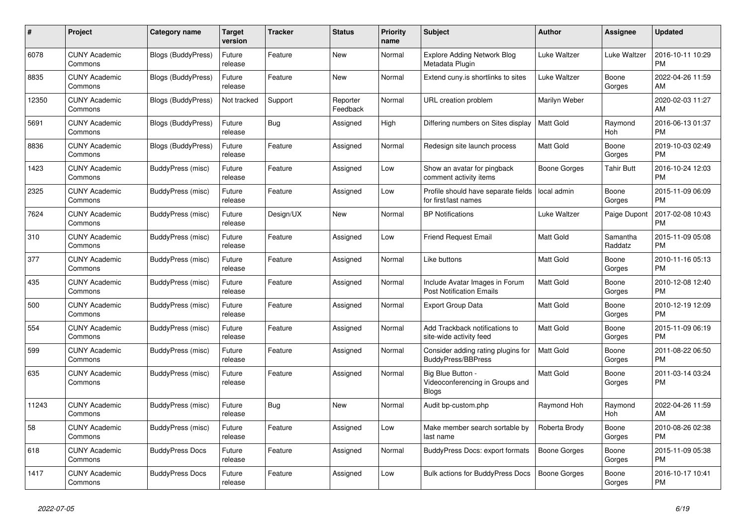| # | Project | Category name | Target version | Tracker | Status | Priority name | Subject | Author | Assignee | Updated |
|---|---|---|---|---|---|---|---|---|---|---|
| 6078 | CUNY Academic Commons | Blogs (BuddyPress) | Future release | Feature | New | Normal | Explore Adding Network Blog Metadata Plugin | Luke Waltzer | Luke Waltzer | 2016-10-11 10:29 PM |
| 8835 | CUNY Academic Commons | Blogs (BuddyPress) | Future release | Feature | New | Normal | Extend cuny.is shortlinks to sites | Luke Waltzer | Boone Gorges | 2022-04-26 11:59 AM |
| 12350 | CUNY Academic Commons | Blogs (BuddyPress) | Not tracked | Support | Reporter Feedback | Normal | URL creation problem | Marilyn Weber | | 2020-02-03 11:27 AM |
| 5691 | CUNY Academic Commons | Blogs (BuddyPress) | Future release | Bug | Assigned | High | Differing numbers on Sites display | Matt Gold | Raymond Hoh | 2016-06-13 01:37 PM |
| 8836 | CUNY Academic Commons | Blogs (BuddyPress) | Future release | Feature | Assigned | Normal | Redesign site launch process | Matt Gold | Boone Gorges | 2019-10-03 02:49 PM |
| 1423 | CUNY Academic Commons | BuddyPress (misc) | Future release | Feature | Assigned | Low | Show an avatar for pingback comment activity items | Boone Gorges | Tahir Butt | 2016-10-24 12:03 PM |
| 2325 | CUNY Academic Commons | BuddyPress (misc) | Future release | Feature | Assigned | Low | Profile should have separate fields for first/last names | local admin | Boone Gorges | 2015-11-09 06:09 PM |
| 7624 | CUNY Academic Commons | BuddyPress (misc) | Future release | Design/UX | New | Normal | BP Notifications | Luke Waltzer | Paige Dupont | 2017-02-08 10:43 PM |
| 310 | CUNY Academic Commons | BuddyPress (misc) | Future release | Feature | Assigned | Low | Friend Request Email | Matt Gold | Samantha Raddatz | 2015-11-09 05:08 PM |
| 377 | CUNY Academic Commons | BuddyPress (misc) | Future release | Feature | Assigned | Normal | Like buttons | Matt Gold | Boone Gorges | 2010-11-16 05:13 PM |
| 435 | CUNY Academic Commons | BuddyPress (misc) | Future release | Feature | Assigned | Normal | Include Avatar Images in Forum Post Notification Emails | Matt Gold | Boone Gorges | 2010-12-08 12:40 PM |
| 500 | CUNY Academic Commons | BuddyPress (misc) | Future release | Feature | Assigned | Normal | Export Group Data | Matt Gold | Boone Gorges | 2010-12-19 12:09 PM |
| 554 | CUNY Academic Commons | BuddyPress (misc) | Future release | Feature | Assigned | Normal | Add Trackback notifications to site-wide activity feed | Matt Gold | Boone Gorges | 2015-11-09 06:19 PM |
| 599 | CUNY Academic Commons | BuddyPress (misc) | Future release | Feature | Assigned | Normal | Consider adding rating plugins for BuddyPress/BBPress | Matt Gold | Boone Gorges | 2011-08-22 06:50 PM |
| 635 | CUNY Academic Commons | BuddyPress (misc) | Future release | Feature | Assigned | Normal | Big Blue Button - Videoconferencing in Groups and Blogs | Matt Gold | Boone Gorges | 2011-03-14 03:24 PM |
| 11243 | CUNY Academic Commons | BuddyPress (misc) | Future release | Bug | New | Normal | Audit bp-custom.php | Raymond Hoh | Raymond Hoh | 2022-04-26 11:59 AM |
| 58 | CUNY Academic Commons | BuddyPress (misc) | Future release | Feature | Assigned | Low | Make member search sortable by last name | Roberta Brody | Boone Gorges | 2010-08-26 02:38 PM |
| 618 | CUNY Academic Commons | BuddyPress Docs | Future release | Feature | Assigned | Normal | BuddyPress Docs: export formats | Boone Gorges | Boone Gorges | 2015-11-09 05:38 PM |
| 1417 | CUNY Academic Commons | BuddyPress Docs | Future release | Feature | Assigned | Low | Bulk actions for BuddyPress Docs | Boone Gorges | Boone Gorges | 2016-10-17 10:41 PM |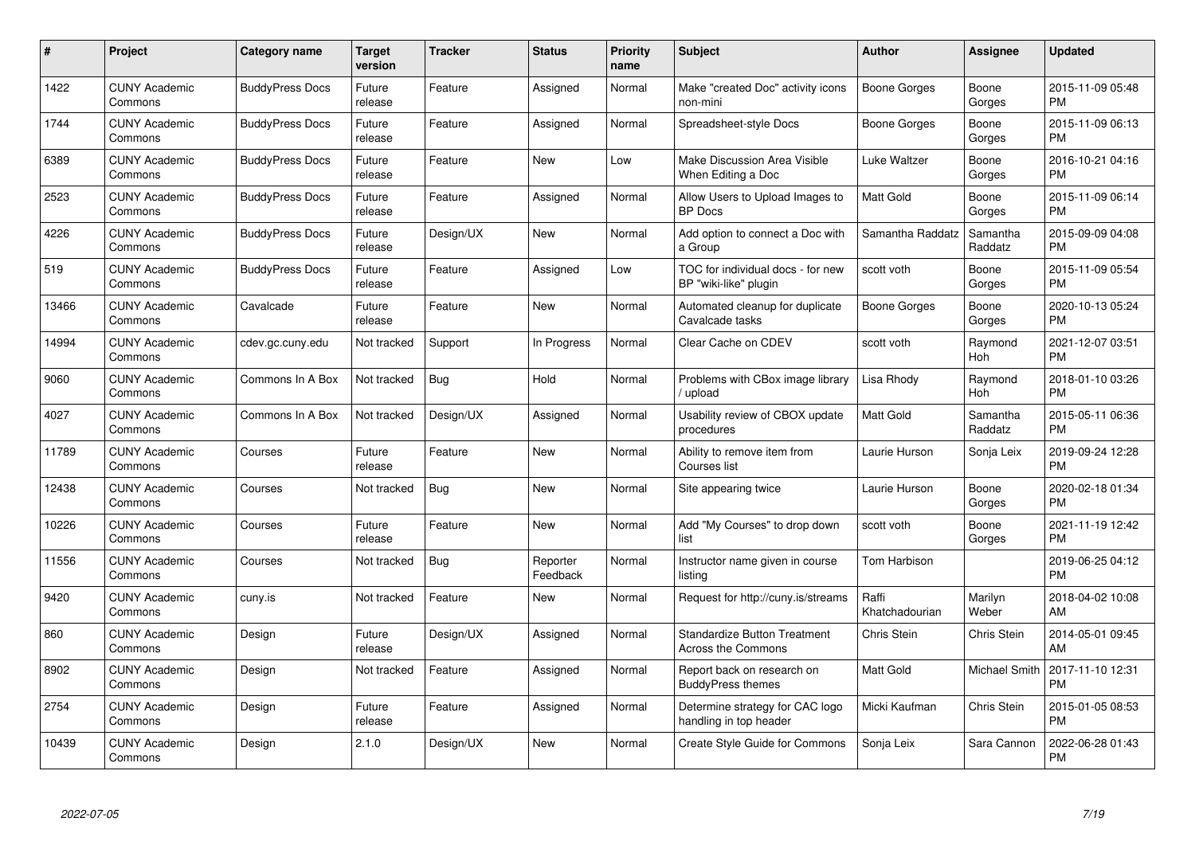| # | Project | Category name | Target version | Tracker | Status | Priority name | Subject | Author | Assignee | Updated |
|---|---|---|---|---|---|---|---|---|---|---|
| 1422 | CUNY Academic Commons | BuddyPress Docs | Future release | Feature | Assigned | Normal | Make "created Doc" activity icons non-mini | Boone Gorges | Boone Gorges | 2015-11-09 05:48 PM |
| 1744 | CUNY Academic Commons | BuddyPress Docs | Future release | Feature | Assigned | Normal | Spreadsheet-style Docs | Boone Gorges | Boone Gorges | 2015-11-09 06:13 PM |
| 6389 | CUNY Academic Commons | BuddyPress Docs | Future release | Feature | New | Low | Make Discussion Area Visible When Editing a Doc | Luke Waltzer | Boone Gorges | 2016-10-21 04:16 PM |
| 2523 | CUNY Academic Commons | BuddyPress Docs | Future release | Feature | Assigned | Normal | Allow Users to Upload Images to BP Docs | Matt Gold | Boone Gorges | 2015-11-09 06:14 PM |
| 4226 | CUNY Academic Commons | BuddyPress Docs | Future release | Design/UX | New | Normal | Add option to connect a Doc with a Group | Samantha Raddatz | Samantha Raddatz | 2015-09-09 04:08 PM |
| 519 | CUNY Academic Commons | BuddyPress Docs | Future release | Feature | Assigned | Low | TOC for individual docs - for new BP "wiki-like" plugin | scott voth | Boone Gorges | 2015-11-09 05:54 PM |
| 13466 | CUNY Academic Commons | Cavalcade | Future release | Feature | New | Normal | Automated cleanup for duplicate Cavalcade tasks | Boone Gorges | Boone Gorges | 2020-10-13 05:24 PM |
| 14994 | CUNY Academic Commons | cdev.gc.cuny.edu | Not tracked | Support | In Progress | Normal | Clear Cache on CDEV | scott voth | Raymond Hoh | 2021-12-07 03:51 PM |
| 9060 | CUNY Academic Commons | Commons In A Box | Not tracked | Bug | Hold | Normal | Problems with CBox image library / upload | Lisa Rhody | Raymond Hoh | 2018-01-10 03:26 PM |
| 4027 | CUNY Academic Commons | Commons In A Box | Not tracked | Design/UX | Assigned | Normal | Usability review of CBOX update procedures | Matt Gold | Samantha Raddatz | 2015-05-11 06:36 PM |
| 11789 | CUNY Academic Commons | Courses | Future release | Feature | New | Normal | Ability to remove item from Courses list | Laurie Hurson | Sonja Leix | 2019-09-24 12:28 PM |
| 12438 | CUNY Academic Commons | Courses | Not tracked | Bug | New | Normal | Site appearing twice | Laurie Hurson | Boone Gorges | 2020-02-18 01:34 PM |
| 10226 | CUNY Academic Commons | Courses | Future release | Feature | New | Normal | Add "My Courses" to drop down list | scott voth | Boone Gorges | 2021-11-19 12:42 PM |
| 11556 | CUNY Academic Commons | Courses | Not tracked | Bug | Reporter Feedback | Normal | Instructor name given in course listing | Tom Harbison | | 2019-06-25 04:12 PM |
| 9420 | CUNY Academic Commons | cuny.is | Not tracked | Feature | New | Normal | Request for http://cuny.is/streams | Raffi Khatchadourian | Marilyn Weber | 2018-04-02 10:08 AM |
| 860 | CUNY Academic Commons | Design | Future release | Design/UX | Assigned | Normal | Standardize Button Treatment Across the Commons | Chris Stein | Chris Stein | 2014-05-01 09:45 AM |
| 8902 | CUNY Academic Commons | Design | Not tracked | Feature | Assigned | Normal | Report back on research on BuddyPress themes | Matt Gold | Michael Smith | 2017-11-10 12:31 PM |
| 2754 | CUNY Academic Commons | Design | Future release | Feature | Assigned | Normal | Determine strategy for CAC logo handling in top header | Micki Kaufman | Chris Stein | 2015-01-05 08:53 PM |
| 10439 | CUNY Academic Commons | Design | 2.1.0 | Design/UX | New | Normal | Create Style Guide for Commons | Sonja Leix | Sara Cannon | 2022-06-28 01:43 PM |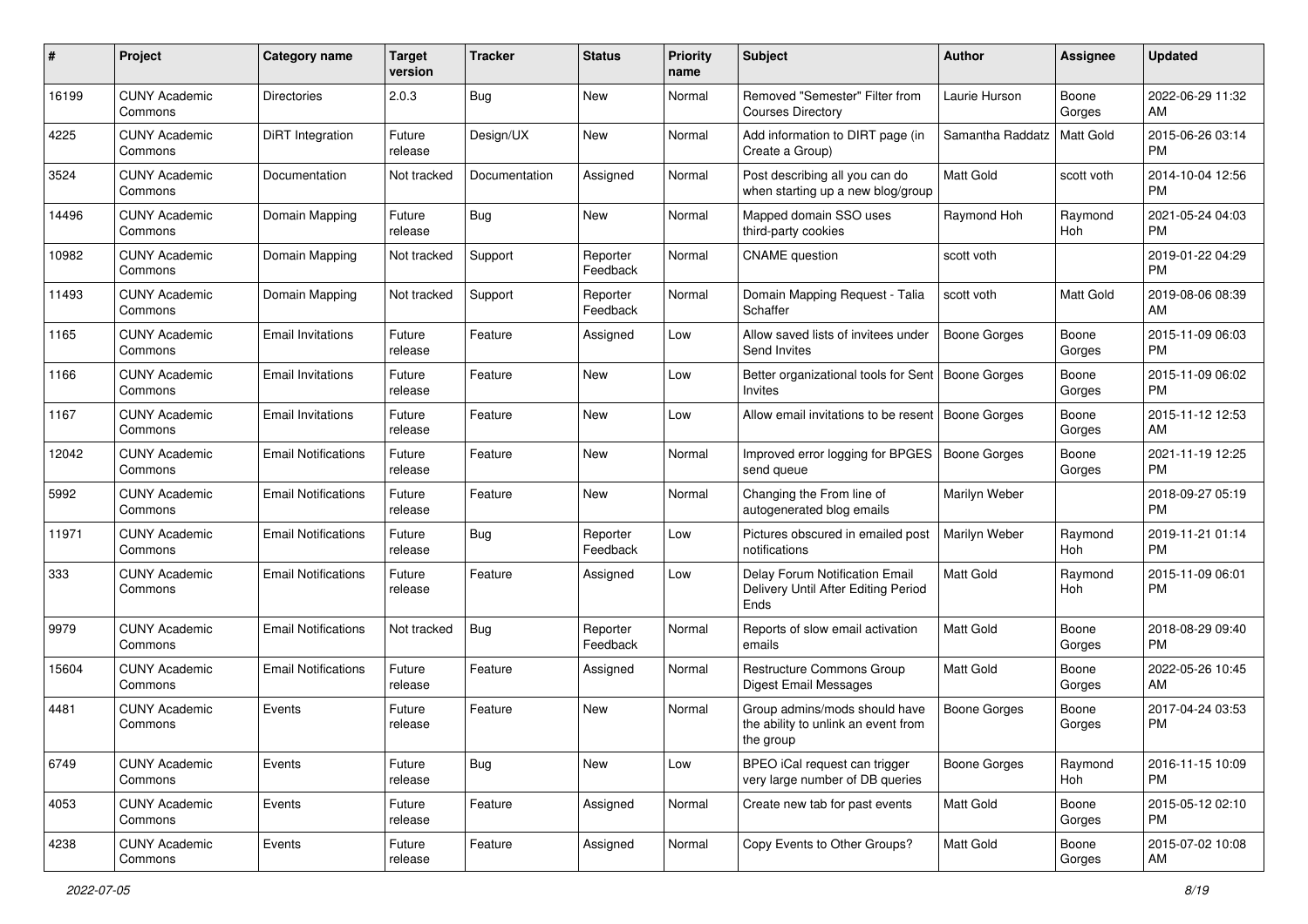| # | Project | Category name | Target version | Tracker | Status | Priority name | Subject | Author | Assignee | Updated |
|---|---|---|---|---|---|---|---|---|---|---|
| 16199 | CUNY Academic Commons | Directories | 2.0.3 | Bug | New | Normal | Removed "Semester" Filter from Courses Directory | Laurie Hurson | Boone Gorges | 2022-06-29 11:32 AM |
| 4225 | CUNY Academic Commons | DiRT Integration | Future release | Design/UX | New | Normal | Add information to DIRT page (in Create a Group) | Samantha Raddatz | Matt Gold | 2015-06-26 03:14 PM |
| 3524 | CUNY Academic Commons | Documentation | Not tracked | Documentation | Assigned | Normal | Post describing all you can do when starting up a new blog/group | Matt Gold | scott voth | 2014-10-04 12:56 PM |
| 14496 | CUNY Academic Commons | Domain Mapping | Future release | Bug | New | Normal | Mapped domain SSO uses third-party cookies | Raymond Hoh | Raymond Hoh | 2021-05-24 04:03 PM |
| 10982 | CUNY Academic Commons | Domain Mapping | Not tracked | Support | Reporter Feedback | Normal | CNAME question | scott voth | | 2019-01-22 04:29 PM |
| 11493 | CUNY Academic Commons | Domain Mapping | Not tracked | Support | Reporter Feedback | Normal | Domain Mapping Request - Talia Schaffer | scott voth | Matt Gold | 2019-08-06 08:39 AM |
| 1165 | CUNY Academic Commons | Email Invitations | Future release | Feature | Assigned | Low | Allow saved lists of invitees under Send Invites | Boone Gorges | Boone Gorges | 2015-11-09 06:03 PM |
| 1166 | CUNY Academic Commons | Email Invitations | Future release | Feature | New | Low | Better organizational tools for Sent Invites | Boone Gorges | Boone Gorges | 2015-11-09 06:02 PM |
| 1167 | CUNY Academic Commons | Email Invitations | Future release | Feature | New | Low | Allow email invitations to be resent | Boone Gorges | Boone Gorges | 2015-11-12 12:53 AM |
| 12042 | CUNY Academic Commons | Email Notifications | Future release | Feature | New | Normal | Improved error logging for BPGES send queue | Boone Gorges | Boone Gorges | 2021-11-19 12:25 PM |
| 5992 | CUNY Academic Commons | Email Notifications | Future release | Feature | New | Normal | Changing the From line of autogenerated blog emails | Marilyn Weber | | 2018-09-27 05:19 PM |
| 11971 | CUNY Academic Commons | Email Notifications | Future release | Bug | Reporter Feedback | Low | Pictures obscured in emailed post notifications | Marilyn Weber | Raymond Hoh | 2019-11-21 01:14 PM |
| 333 | CUNY Academic Commons | Email Notifications | Future release | Feature | Assigned | Low | Delay Forum Notification Email Delivery Until After Editing Period Ends | Matt Gold | Raymond Hoh | 2015-11-09 06:01 PM |
| 9979 | CUNY Academic Commons | Email Notifications | Not tracked | Bug | Reporter Feedback | Normal | Reports of slow email activation emails | Matt Gold | Boone Gorges | 2018-08-29 09:40 PM |
| 15604 | CUNY Academic Commons | Email Notifications | Future release | Feature | Assigned | Normal | Restructure Commons Group Digest Email Messages | Matt Gold | Boone Gorges | 2022-05-26 10:45 AM |
| 4481 | CUNY Academic Commons | Events | Future release | Feature | New | Normal | Group admins/mods should have the ability to unlink an event from the group | Boone Gorges | Boone Gorges | 2017-04-24 03:53 PM |
| 6749 | CUNY Academic Commons | Events | Future release | Bug | New | Low | BPEO iCal request can trigger very large number of DB queries | Boone Gorges | Raymond Hoh | 2016-11-15 10:09 PM |
| 4053 | CUNY Academic Commons | Events | Future release | Feature | Assigned | Normal | Create new tab for past events | Matt Gold | Boone Gorges | 2015-05-12 02:10 PM |
| 4238 | CUNY Academic Commons | Events | Future release | Feature | Assigned | Normal | Copy Events to Other Groups? | Matt Gold | Boone Gorges | 2015-07-02 10:08 AM |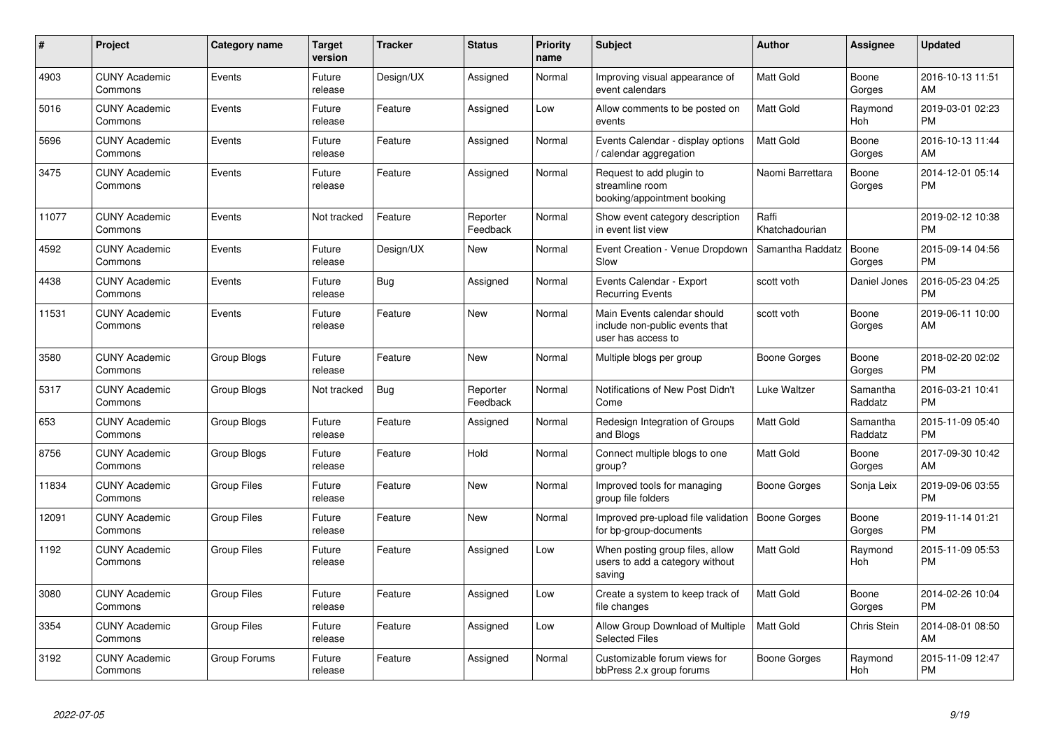| # | Project | Category name | Target version | Tracker | Status | Priority name | Subject | Author | Assignee | Updated |
|---|---|---|---|---|---|---|---|---|---|---|
| 4903 | CUNY Academic Commons | Events | Future release | Design/UX | Assigned | Normal | Improving visual appearance of event calendars | Matt Gold | Boone Gorges | 2016-10-13 11:51 AM |
| 5016 | CUNY Academic Commons | Events | Future release | Feature | Assigned | Low | Allow comments to be posted on events | Matt Gold | Raymond Hoh | 2019-03-01 02:23 PM |
| 5696 | CUNY Academic Commons | Events | Future release | Feature | Assigned | Normal | Events Calendar - display options / calendar aggregation | Matt Gold | Boone Gorges | 2016-10-13 11:44 AM |
| 3475 | CUNY Academic Commons | Events | Future release | Feature | Assigned | Normal | Request to add plugin to streamline room booking/appointment booking | Naomi Barrettara | Boone Gorges | 2014-12-01 05:14 PM |
| 11077 | CUNY Academic Commons | Events | Not tracked | Feature | Reporter Feedback | Normal | Show event category description in event list view | Raffi Khatchadourian | | 2019-02-12 10:38 PM |
| 4592 | CUNY Academic Commons | Events | Future release | Design/UX | New | Normal | Event Creation - Venue Dropdown Slow | Samantha Raddatz | Boone Gorges | 2015-09-14 04:56 PM |
| 4438 | CUNY Academic Commons | Events | Future release | Bug | Assigned | Normal | Events Calendar - Export Recurring Events | scott voth | Daniel Jones | 2016-05-23 04:25 PM |
| 11531 | CUNY Academic Commons | Events | Future release | Feature | New | Normal | Main Events calendar should include non-public events that user has access to | scott voth | Boone Gorges | 2019-06-11 10:00 AM |
| 3580 | CUNY Academic Commons | Group Blogs | Future release | Feature | New | Normal | Multiple blogs per group | Boone Gorges | Boone Gorges | 2018-02-20 02:02 PM |
| 5317 | CUNY Academic Commons | Group Blogs | Not tracked | Bug | Reporter Feedback | Normal | Notifications of New Post Didn't Come | Luke Waltzer | Samantha Raddatz | 2016-03-21 10:41 PM |
| 653 | CUNY Academic Commons | Group Blogs | Future release | Feature | Assigned | Normal | Redesign Integration of Groups and Blogs | Matt Gold | Samantha Raddatz | 2015-11-09 05:40 PM |
| 8756 | CUNY Academic Commons | Group Blogs | Future release | Feature | Hold | Normal | Connect multiple blogs to one group? | Matt Gold | Boone Gorges | 2017-09-30 10:42 AM |
| 11834 | CUNY Academic Commons | Group Files | Future release | Feature | New | Normal | Improved tools for managing group file folders | Boone Gorges | Sonja Leix | 2019-09-06 03:55 PM |
| 12091 | CUNY Academic Commons | Group Files | Future release | Feature | New | Normal | Improved pre-upload file validation for bp-group-documents | Boone Gorges | Boone Gorges | 2019-11-14 01:21 PM |
| 1192 | CUNY Academic Commons | Group Files | Future release | Feature | Assigned | Low | When posting group files, allow users to add a category without saving | Matt Gold | Raymond Hoh | 2015-11-09 05:53 PM |
| 3080 | CUNY Academic Commons | Group Files | Future release | Feature | Assigned | Low | Create a system to keep track of file changes | Matt Gold | Boone Gorges | 2014-02-26 10:04 PM |
| 3354 | CUNY Academic Commons | Group Files | Future release | Feature | Assigned | Low | Allow Group Download of Multiple Selected Files | Matt Gold | Chris Stein | 2014-08-01 08:50 AM |
| 3192 | CUNY Academic Commons | Group Forums | Future release | Feature | Assigned | Normal | Customizable forum views for bbPress 2.x group forums | Boone Gorges | Raymond Hoh | 2015-11-09 12:47 PM |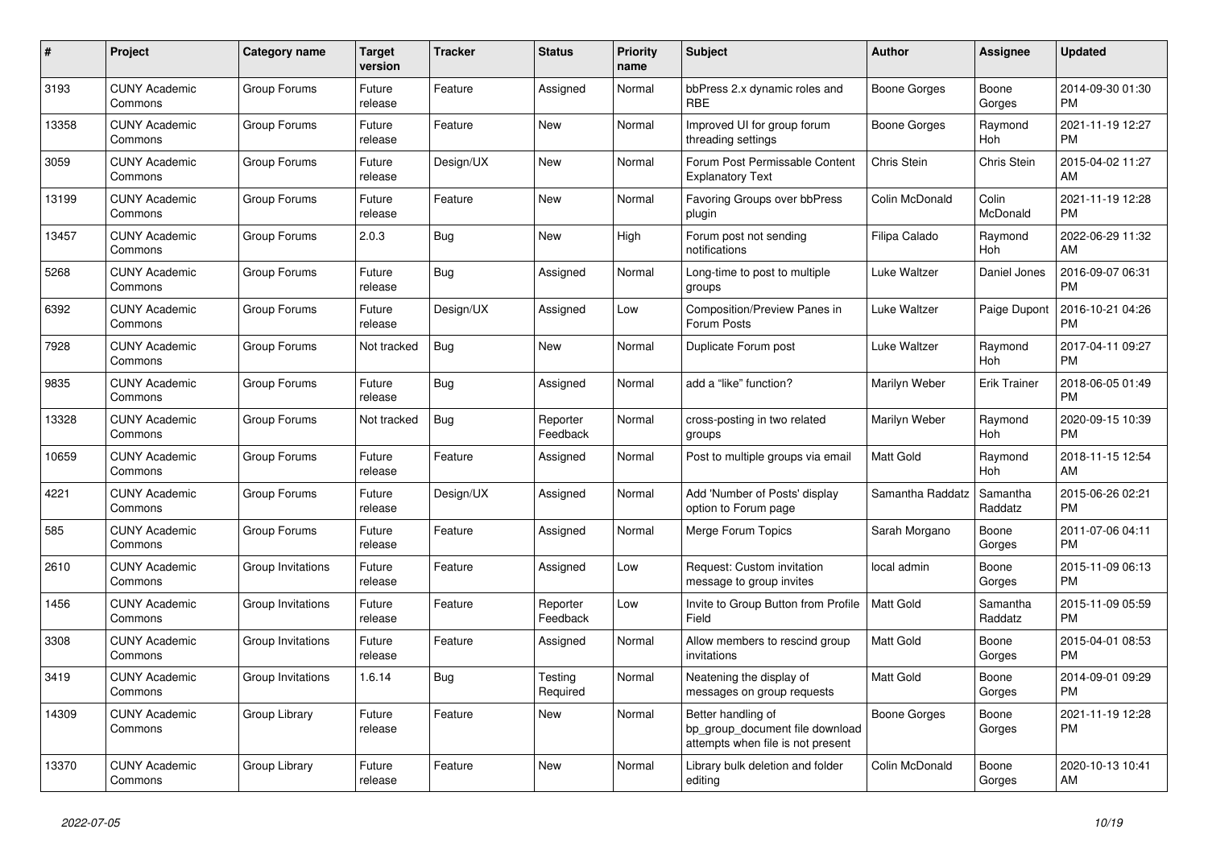| # | Project | Category name | Target version | Tracker | Status | Priority name | Subject | Author | Assignee | Updated |
|---|---|---|---|---|---|---|---|---|---|---|
| 3193 | CUNY Academic Commons | Group Forums | Future release | Feature | Assigned | Normal | bbPress 2.x dynamic roles and RBE | Boone Gorges | Boone Gorges | 2014-09-30 01:30 PM |
| 13358 | CUNY Academic Commons | Group Forums | Future release | Feature | New | Normal | Improved UI for group forum threading settings | Boone Gorges | Raymond Hoh | 2021-11-19 12:27 PM |
| 3059 | CUNY Academic Commons | Group Forums | Future release | Design/UX | New | Normal | Forum Post Permissable Content Explanatory Text | Chris Stein | Chris Stein | 2015-04-02 11:27 AM |
| 13199 | CUNY Academic Commons | Group Forums | Future release | Feature | New | Normal | Favoring Groups over bbPress plugin | Colin McDonald | Colin McDonald | 2021-11-19 12:28 PM |
| 13457 | CUNY Academic Commons | Group Forums | 2.0.3 | Bug | New | High | Forum post not sending notifications | Filipa Calado | Raymond Hoh | 2022-06-29 11:32 AM |
| 5268 | CUNY Academic Commons | Group Forums | Future release | Bug | Assigned | Normal | Long-time to post to multiple groups | Luke Waltzer | Daniel Jones | 2016-09-07 06:31 PM |
| 6392 | CUNY Academic Commons | Group Forums | Future release | Design/UX | Assigned | Low | Composition/Preview Panes in Forum Posts | Luke Waltzer | Paige Dupont | 2016-10-21 04:26 PM |
| 7928 | CUNY Academic Commons | Group Forums | Not tracked | Bug | New | Normal | Duplicate Forum post | Luke Waltzer | Raymond Hoh | 2017-04-11 09:27 PM |
| 9835 | CUNY Academic Commons | Group Forums | Future release | Bug | Assigned | Normal | add a "like" function? | Marilyn Weber | Erik Trainer | 2018-06-05 01:49 PM |
| 13328 | CUNY Academic Commons | Group Forums | Not tracked | Bug | Reporter Feedback | Normal | cross-posting in two related groups | Marilyn Weber | Raymond Hoh | 2020-09-15 10:39 PM |
| 10659 | CUNY Academic Commons | Group Forums | Future release | Feature | Assigned | Normal | Post to multiple groups via email | Matt Gold | Raymond Hoh | 2018-11-15 12:54 AM |
| 4221 | CUNY Academic Commons | Group Forums | Future release | Design/UX | Assigned | Normal | Add 'Number of Posts' display option to Forum page | Samantha Raddatz | Samantha Raddatz | 2015-06-26 02:21 PM |
| 585 | CUNY Academic Commons | Group Forums | Future release | Feature | Assigned | Normal | Merge Forum Topics | Sarah Morgano | Boone Gorges | 2011-07-06 04:11 PM |
| 2610 | CUNY Academic Commons | Group Invitations | Future release | Feature | Assigned | Low | Request: Custom invitation message to group invites | local admin | Boone Gorges | 2015-11-09 06:13 PM |
| 1456 | CUNY Academic Commons | Group Invitations | Future release | Feature | Reporter Feedback | Low | Invite to Group Button from Profile Field | Matt Gold | Samantha Raddatz | 2015-11-09 05:59 PM |
| 3308 | CUNY Academic Commons | Group Invitations | Future release | Feature | Assigned | Normal | Allow members to rescind group invitations | Matt Gold | Boone Gorges | 2015-04-01 08:53 PM |
| 3419 | CUNY Academic Commons | Group Invitations | 1.6.14 | Bug | Testing Required | Normal | Neatening the display of messages on group requests | Matt Gold | Boone Gorges | 2014-09-01 09:29 PM |
| 14309 | CUNY Academic Commons | Group Library | Future release | Feature | New | Normal | Better handling of bp_group_document file download attempts when file is not present | Boone Gorges | Boone Gorges | 2021-11-19 12:28 PM |
| 13370 | CUNY Academic Commons | Group Library | Future release | Feature | New | Normal | Library bulk deletion and folder editing | Colin McDonald | Boone Gorges | 2020-10-13 10:41 AM |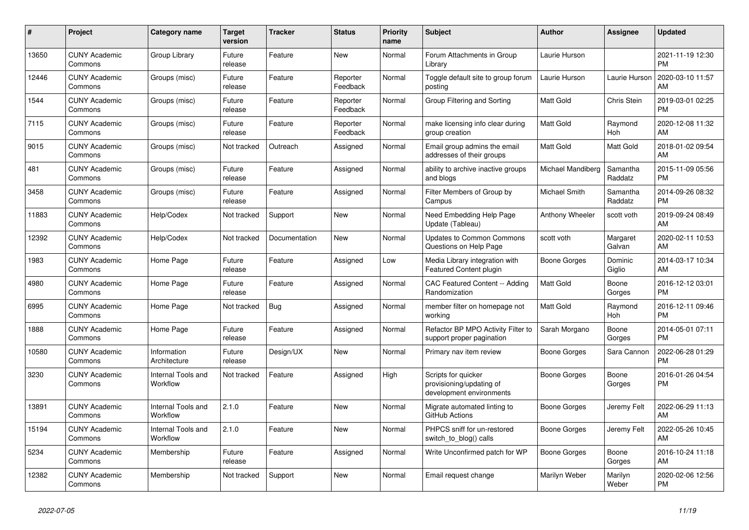| # | Project | Category name | Target version | Tracker | Status | Priority name | Subject | Author | Assignee | Updated |
|---|---|---|---|---|---|---|---|---|---|---|
| 13650 | CUNY Academic Commons | Group Library | Future release | Feature | New | Normal | Forum Attachments in Group Library | Laurie Hurson | | 2021-11-19 12:30 PM |
| 12446 | CUNY Academic Commons | Groups (misc) | Future release | Feature | Reporter Feedback | Normal | Toggle default site to group forum posting | Laurie Hurson | Laurie Hurson | 2020-03-10 11:57 AM |
| 1544 | CUNY Academic Commons | Groups (misc) | Future release | Feature | Reporter Feedback | Normal | Group Filtering and Sorting | Matt Gold | Chris Stein | 2019-03-01 02:25 PM |
| 7115 | CUNY Academic Commons | Groups (misc) | Future release | Feature | Reporter Feedback | Normal | make licensing info clear during group creation | Matt Gold | Raymond Hoh | 2020-12-08 11:32 AM |
| 9015 | CUNY Academic Commons | Groups (misc) | Not tracked | Outreach | Assigned | Normal | Email group admins the email addresses of their groups | Matt Gold | Matt Gold | 2018-01-02 09:54 AM |
| 481 | CUNY Academic Commons | Groups (misc) | Future release | Feature | Assigned | Normal | ability to archive inactive groups and blogs | Michael Mandiberg | Samantha Raddatz | 2015-11-09 05:56 PM |
| 3458 | CUNY Academic Commons | Groups (misc) | Future release | Feature | Assigned | Normal | Filter Members of Group by Campus | Michael Smith | Samantha Raddatz | 2014-09-26 08:32 PM |
| 11883 | CUNY Academic Commons | Help/Codex | Not tracked | Support | New | Normal | Need Embedding Help Page Update (Tableau) | Anthony Wheeler | scott voth | 2019-09-24 08:49 AM |
| 12392 | CUNY Academic Commons | Help/Codex | Not tracked | Documentation | New | Normal | Updates to Common Commons Questions on Help Page | scott voth | Margaret Galvan | 2020-02-11 10:53 AM |
| 1983 | CUNY Academic Commons | Home Page | Future release | Feature | Assigned | Low | Media Library integration with Featured Content plugin | Boone Gorges | Dominic Giglio | 2014-03-17 10:34 AM |
| 4980 | CUNY Academic Commons | Home Page | Future release | Feature | Assigned | Normal | CAC Featured Content -- Adding Randomization | Matt Gold | Boone Gorges | 2016-12-12 03:01 PM |
| 6995 | CUNY Academic Commons | Home Page | Not tracked | Bug | Assigned | Normal | member filter on homepage not working | Matt Gold | Raymond Hoh | 2016-12-11 09:46 PM |
| 1888 | CUNY Academic Commons | Home Page | Future release | Feature | Assigned | Normal | Refactor BP MPO Activity Filter to support proper pagination | Sarah Morgano | Boone Gorges | 2014-05-01 07:11 PM |
| 10580 | CUNY Academic Commons | Information Architecture | Future release | Design/UX | New | Normal | Primary nav item review | Boone Gorges | Sara Cannon | 2022-06-28 01:29 PM |
| 3230 | CUNY Academic Commons | Internal Tools and Workflow | Not tracked | Feature | Assigned | High | Scripts for quicker provisioning/updating of development environments | Boone Gorges | Boone Gorges | 2016-01-26 04:54 PM |
| 13891 | CUNY Academic Commons | Internal Tools and Workflow | 2.1.0 | Feature | New | Normal | Migrate automated linting to GitHub Actions | Boone Gorges | Jeremy Felt | 2022-06-29 11:13 AM |
| 15194 | CUNY Academic Commons | Internal Tools and Workflow | 2.1.0 | Feature | New | Normal | PHPCS sniff for un-restored switch_to_blog() calls | Boone Gorges | Jeremy Felt | 2022-05-26 10:45 AM |
| 5234 | CUNY Academic Commons | Membership | Future release | Feature | Assigned | Normal | Write Unconfirmed patch for WP | Boone Gorges | Boone Gorges | 2016-10-24 11:18 AM |
| 12382 | CUNY Academic Commons | Membership | Not tracked | Support | New | Normal | Email request change | Marilyn Weber | Marilyn Weber | 2020-02-06 12:56 PM |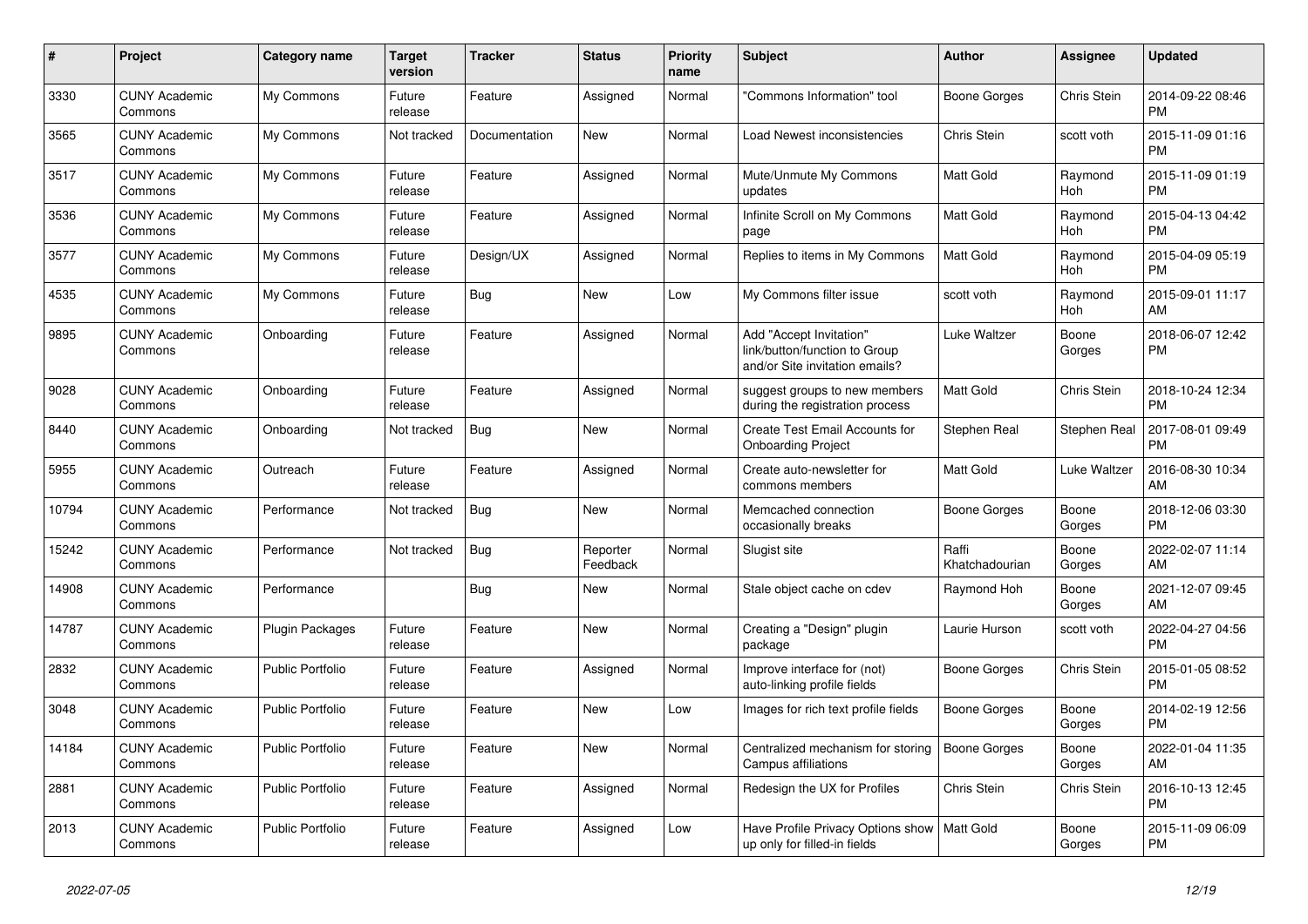| # | Project | Category name | Target version | Tracker | Status | Priority name | Subject | Author | Assignee | Updated |
|---|---|---|---|---|---|---|---|---|---|---|
| 3330 | CUNY Academic Commons | My Commons | Future release | Feature | Assigned | Normal | "Commons Information" tool | Boone Gorges | Chris Stein | 2014-09-22 08:46 PM |
| 3565 | CUNY Academic Commons | My Commons | Not tracked | Documentation | New | Normal | Load Newest inconsistencies | Chris Stein | scott voth | 2015-11-09 01:16 PM |
| 3517 | CUNY Academic Commons | My Commons | Future release | Feature | Assigned | Normal | Mute/Unmute My Commons updates | Matt Gold | Raymond Hoh | 2015-11-09 01:19 PM |
| 3536 | CUNY Academic Commons | My Commons | Future release | Feature | Assigned | Normal | Infinite Scroll on My Commons page | Matt Gold | Raymond Hoh | 2015-04-13 04:42 PM |
| 3577 | CUNY Academic Commons | My Commons | Future release | Design/UX | Assigned | Normal | Replies to items in My Commons | Matt Gold | Raymond Hoh | 2015-04-09 05:19 PM |
| 4535 | CUNY Academic Commons | My Commons | Future release | Bug | New | Low | My Commons filter issue | scott voth | Raymond Hoh | 2015-09-01 11:17 AM |
| 9895 | CUNY Academic Commons | Onboarding | Future release | Feature | Assigned | Normal | Add "Accept Invitation" link/button/function to Group and/or Site invitation emails? | Luke Waltzer | Boone Gorges | 2018-06-07 12:42 PM |
| 9028 | CUNY Academic Commons | Onboarding | Future release | Feature | Assigned | Normal | suggest groups to new members during the registration process | Matt Gold | Chris Stein | 2018-10-24 12:34 PM |
| 8440 | CUNY Academic Commons | Onboarding | Not tracked | Bug | New | Normal | Create Test Email Accounts for Onboarding Project | Stephen Real | Stephen Real | 2017-08-01 09:49 PM |
| 5955 | CUNY Academic Commons | Outreach | Future release | Feature | Assigned | Normal | Create auto-newsletter for commons members | Matt Gold | Luke Waltzer | 2016-08-30 10:34 AM |
| 10794 | CUNY Academic Commons | Performance | Not tracked | Bug | New | Normal | Memcached connection occasionally breaks | Boone Gorges | Boone Gorges | 2018-12-06 03:30 PM |
| 15242 | CUNY Academic Commons | Performance | Not tracked | Bug | Reporter Feedback | Normal | Slugist site | Raffi Khatchadourian | Boone Gorges | 2022-02-07 11:14 AM |
| 14908 | CUNY Academic Commons | Performance | | Bug | New | Normal | Stale object cache on cdev | Raymond Hoh | Boone Gorges | 2021-12-07 09:45 AM |
| 14787 | CUNY Academic Commons | Plugin Packages | Future release | Feature | New | Normal | Creating a "Design" plugin package | Laurie Hurson | scott voth | 2022-04-27 04:56 PM |
| 2832 | CUNY Academic Commons | Public Portfolio | Future release | Feature | Assigned | Normal | Improve interface for (not) auto-linking profile fields | Boone Gorges | Chris Stein | 2015-01-05 08:52 PM |
| 3048 | CUNY Academic Commons | Public Portfolio | Future release | Feature | New | Low | Images for rich text profile fields | Boone Gorges | Boone Gorges | 2014-02-19 12:56 PM |
| 14184 | CUNY Academic Commons | Public Portfolio | Future release | Feature | New | Normal | Centralized mechanism for storing Campus affiliations | Boone Gorges | Boone Gorges | 2022-01-04 11:35 AM |
| 2881 | CUNY Academic Commons | Public Portfolio | Future release | Feature | Assigned | Normal | Redesign the UX for Profiles | Chris Stein | Chris Stein | 2016-10-13 12:45 PM |
| 2013 | CUNY Academic Commons | Public Portfolio | Future release | Feature | Assigned | Low | Have Profile Privacy Options show up only for filled-in fields | Matt Gold | Boone Gorges | 2015-11-09 06:09 PM |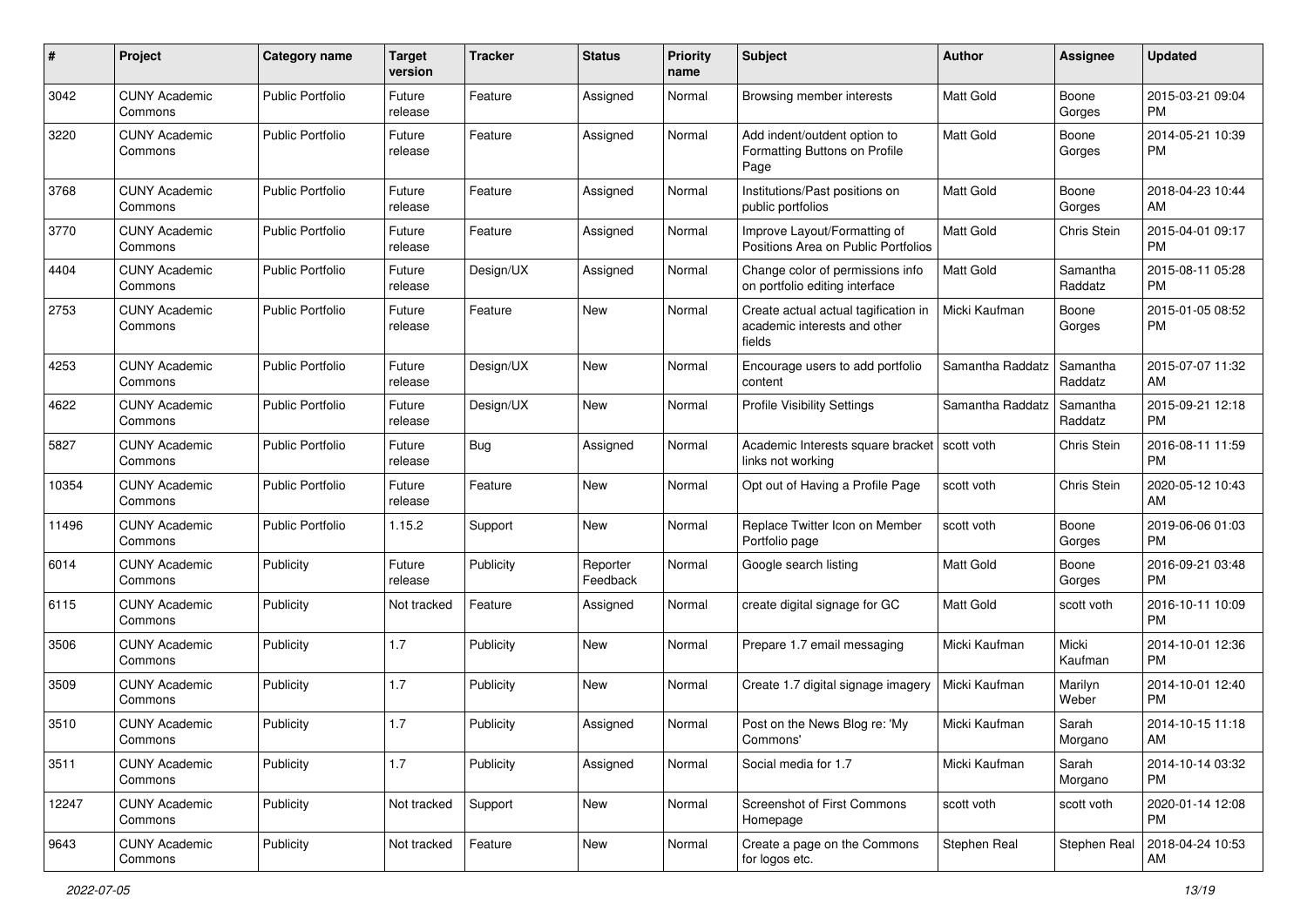| # | Project | Category name | Target version | Tracker | Status | Priority name | Subject | Author | Assignee | Updated |
|---|---|---|---|---|---|---|---|---|---|---|
| 3042 | CUNY Academic Commons | Public Portfolio | Future release | Feature | Assigned | Normal | Browsing member interests | Matt Gold | Boone Gorges | 2015-03-21 09:04 PM |
| 3220 | CUNY Academic Commons | Public Portfolio | Future release | Feature | Assigned | Normal | Add indent/outdent option to Formatting Buttons on Profile Page | Matt Gold | Boone Gorges | 2014-05-21 10:39 PM |
| 3768 | CUNY Academic Commons | Public Portfolio | Future release | Feature | Assigned | Normal | Institutions/Past positions on public portfolios | Matt Gold | Boone Gorges | 2018-04-23 10:44 AM |
| 3770 | CUNY Academic Commons | Public Portfolio | Future release | Feature | Assigned | Normal | Improve Layout/Formatting of Positions Area on Public Portfolios | Matt Gold | Chris Stein | 2015-04-01 09:17 PM |
| 4404 | CUNY Academic Commons | Public Portfolio | Future release | Design/UX | Assigned | Normal | Change color of permissions info on portfolio editing interface | Matt Gold | Samantha Raddatz | 2015-08-11 05:28 PM |
| 2753 | CUNY Academic Commons | Public Portfolio | Future release | Feature | New | Normal | Create actual actual tagification in academic interests and other fields | Micki Kaufman | Boone Gorges | 2015-01-05 08:52 PM |
| 4253 | CUNY Academic Commons | Public Portfolio | Future release | Design/UX | New | Normal | Encourage users to add portfolio content | Samantha Raddatz | Samantha Raddatz | 2015-07-07 11:32 AM |
| 4622 | CUNY Academic Commons | Public Portfolio | Future release | Design/UX | New | Normal | Profile Visibility Settings | Samantha Raddatz | Samantha Raddatz | 2015-09-21 12:18 PM |
| 5827 | CUNY Academic Commons | Public Portfolio | Future release | Bug | Assigned | Normal | Academic Interests square bracket links not working | scott voth | Chris Stein | 2016-08-11 11:59 PM |
| 10354 | CUNY Academic Commons | Public Portfolio | Future release | Feature | New | Normal | Opt out of Having a Profile Page | scott voth | Chris Stein | 2020-05-12 10:43 AM |
| 11496 | CUNY Academic Commons | Public Portfolio | 1.15.2 | Support | New | Normal | Replace Twitter Icon on Member Portfolio page | scott voth | Boone Gorges | 2019-06-06 01:03 PM |
| 6014 | CUNY Academic Commons | Publicity | Future release | Publicity | Reporter Feedback | Normal | Google search listing | Matt Gold | Boone Gorges | 2016-09-21 03:48 PM |
| 6115 | CUNY Academic Commons | Publicity | Not tracked | Feature | Assigned | Normal | create digital signage for GC | Matt Gold | scott voth | 2016-10-11 10:09 PM |
| 3506 | CUNY Academic Commons | Publicity | 1.7 | Publicity | New | Normal | Prepare 1.7 email messaging | Micki Kaufman | Micki Kaufman | 2014-10-01 12:36 PM |
| 3509 | CUNY Academic Commons | Publicity | 1.7 | Publicity | New | Normal | Create 1.7 digital signage imagery | Micki Kaufman | Marilyn Weber | 2014-10-01 12:40 PM |
| 3510 | CUNY Academic Commons | Publicity | 1.7 | Publicity | Assigned | Normal | Post on the News Blog re: 'My Commons' | Micki Kaufman | Sarah Morgano | 2014-10-15 11:18 AM |
| 3511 | CUNY Academic Commons | Publicity | 1.7 | Publicity | Assigned | Normal | Social media for 1.7 | Micki Kaufman | Sarah Morgano | 2014-10-14 03:32 PM |
| 12247 | CUNY Academic Commons | Publicity | Not tracked | Support | New | Normal | Screenshot of First Commons Homepage | scott voth | scott voth | 2020-01-14 12:08 PM |
| 9643 | CUNY Academic Commons | Publicity | Not tracked | Feature | New | Normal | Create a page on the Commons for logos etc. | Stephen Real | Stephen Real | 2018-04-24 10:53 AM |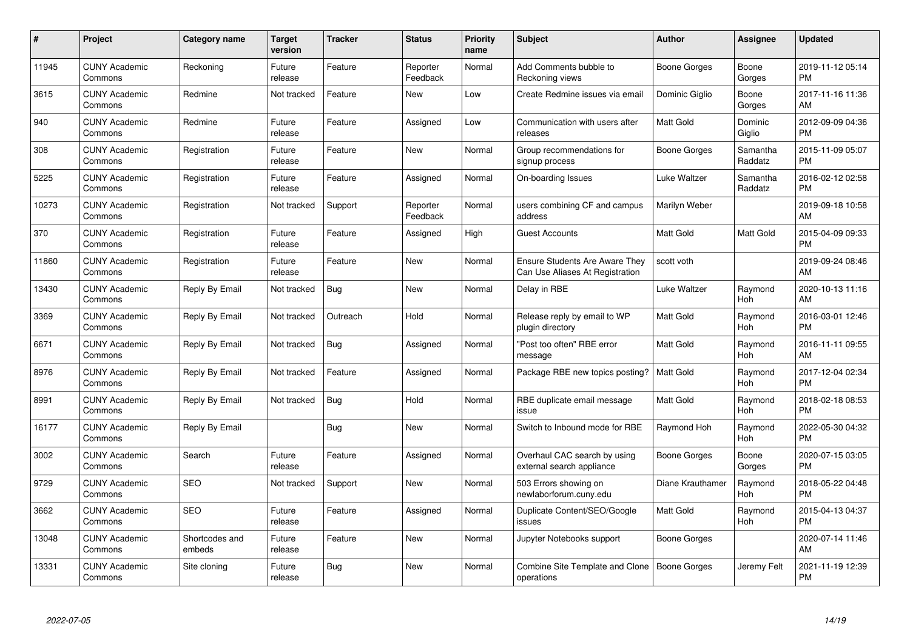| # | Project | Category name | Target version | Tracker | Status | Priority name | Subject | Author | Assignee | Updated |
|---|---|---|---|---|---|---|---|---|---|---|
| 11945 | CUNY Academic Commons | Reckoning | Future release | Feature | Reporter Feedback | Normal | Add Comments bubble to Reckoning views | Boone Gorges | Boone Gorges | 2019-11-12 05:14 PM |
| 3615 | CUNY Academic Commons | Redmine | Not tracked | Feature | New | Low | Create Redmine issues via email | Dominic Giglio | Boone Gorges | 2017-11-16 11:36 AM |
| 940 | CUNY Academic Commons | Redmine | Future release | Feature | Assigned | Low | Communication with users after releases | Matt Gold | Dominic Giglio | 2012-09-09 04:36 PM |
| 308 | CUNY Academic Commons | Registration | Future release | Feature | New | Normal | Group recommendations for signup process | Boone Gorges | Samantha Raddatz | 2015-11-09 05:07 PM |
| 5225 | CUNY Academic Commons | Registration | Future release | Feature | Assigned | Normal | On-boarding Issues | Luke Waltzer | Samantha Raddatz | 2016-02-12 02:58 PM |
| 10273 | CUNY Academic Commons | Registration | Not tracked | Support | Reporter Feedback | Normal | users combining CF and campus address | Marilyn Weber | | 2019-09-18 10:58 AM |
| 370 | CUNY Academic Commons | Registration | Future release | Feature | Assigned | High | Guest Accounts | Matt Gold | Matt Gold | 2015-04-09 09:33 PM |
| 11860 | CUNY Academic Commons | Registration | Future release | Feature | New | Normal | Ensure Students Are Aware They Can Use Aliases At Registration | scott voth | | 2019-09-24 08:46 AM |
| 13430 | CUNY Academic Commons | Reply By Email | Not tracked | Bug | New | Normal | Delay in RBE | Luke Waltzer | Raymond Hoh | 2020-10-13 11:16 AM |
| 3369 | CUNY Academic Commons | Reply By Email | Not tracked | Outreach | Hold | Normal | Release reply by email to WP plugin directory | Matt Gold | Raymond Hoh | 2016-03-01 12:46 PM |
| 6671 | CUNY Academic Commons | Reply By Email | Not tracked | Bug | Assigned | Normal | "Post too often" RBE error message | Matt Gold | Raymond Hoh | 2016-11-11 09:55 AM |
| 8976 | CUNY Academic Commons | Reply By Email | Not tracked | Feature | Assigned | Normal | Package RBE new topics posting? | Matt Gold | Raymond Hoh | 2017-12-04 02:34 PM |
| 8991 | CUNY Academic Commons | Reply By Email | Not tracked | Bug | Hold | Normal | RBE duplicate email message issue | Matt Gold | Raymond Hoh | 2018-02-18 08:53 PM |
| 16177 | CUNY Academic Commons | Reply By Email | | Bug | New | Normal | Switch to Inbound mode for RBE | Raymond Hoh | Raymond Hoh | 2022-05-30 04:32 PM |
| 3002 | CUNY Academic Commons | Search | Future release | Feature | Assigned | Normal | Overhaul CAC search by using external search appliance | Boone Gorges | Boone Gorges | 2020-07-15 03:05 PM |
| 9729 | CUNY Academic Commons | SEO | Not tracked | Support | New | Normal | 503 Errors showing on newlaborforum.cuny.edu | Diane Krauthamer | Raymond Hoh | 2018-05-22 04:48 PM |
| 3662 | CUNY Academic Commons | SEO | Future release | Feature | Assigned | Normal | Duplicate Content/SEO/Google issues | Matt Gold | Raymond Hoh | 2015-04-13 04:37 PM |
| 13048 | CUNY Academic Commons | Shortcodes and embeds | Future release | Feature | New | Normal | Jupyter Notebooks support | Boone Gorges | | 2020-07-14 11:46 AM |
| 13331 | CUNY Academic Commons | Site cloning | Future release | Bug | New | Normal | Combine Site Template and Clone operations | Boone Gorges | Jeremy Felt | 2021-11-19 12:39 PM |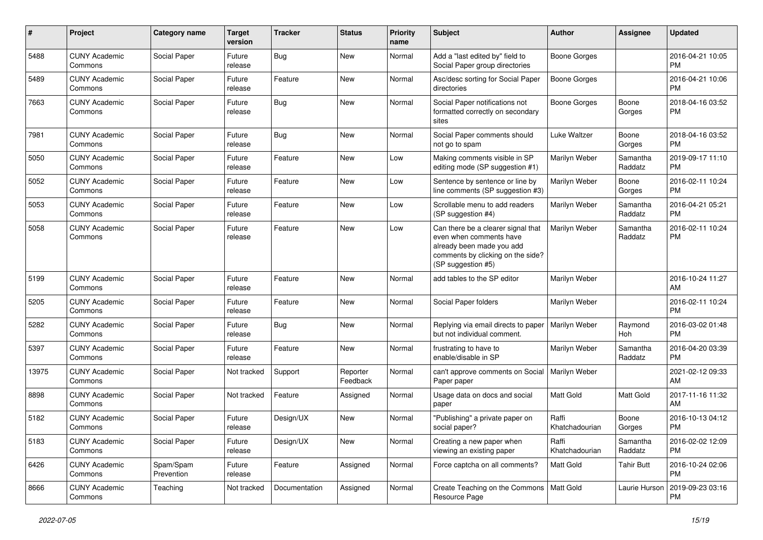| # | Project | Category name | Target version | Tracker | Status | Priority name | Subject | Author | Assignee | Updated |
|---|---|---|---|---|---|---|---|---|---|---|
| 5488 | CUNY Academic Commons | Social Paper | Future release | Bug | New | Normal | Add a "last edited by" field to Social Paper group directories | Boone Gorges | | 2016-04-21 10:05 PM |
| 5489 | CUNY Academic Commons | Social Paper | Future release | Feature | New | Normal | Asc/desc sorting for Social Paper directories | Boone Gorges | | 2016-04-21 10:06 PM |
| 7663 | CUNY Academic Commons | Social Paper | Future release | Bug | New | Normal | Social Paper notifications not formatted correctly on secondary sites | Boone Gorges | Boone Gorges | 2018-04-16 03:52 PM |
| 7981 | CUNY Academic Commons | Social Paper | Future release | Bug | New | Normal | Social Paper comments should not go to spam | Luke Waltzer | Boone Gorges | 2018-04-16 03:52 PM |
| 5050 | CUNY Academic Commons | Social Paper | Future release | Feature | New | Low | Making comments visible in SP editing mode (SP suggestion #1) | Marilyn Weber | Samantha Raddatz | 2019-09-17 11:10 PM |
| 5052 | CUNY Academic Commons | Social Paper | Future release | Feature | New | Low | Sentence by sentence or line by line comments (SP suggestion #3) | Marilyn Weber | Boone Gorges | 2016-02-11 10:24 PM |
| 5053 | CUNY Academic Commons | Social Paper | Future release | Feature | New | Low | Scrollable menu to add readers (SP suggestion #4) | Marilyn Weber | Samantha Raddatz | 2016-04-21 05:21 PM |
| 5058 | CUNY Academic Commons | Social Paper | Future release | Feature | New | Low | Can there be a clearer signal that even when comments have already been made you add comments by clicking on the side? (SP suggestion #5) | Marilyn Weber | Samantha Raddatz | 2016-02-11 10:24 PM |
| 5199 | CUNY Academic Commons | Social Paper | Future release | Feature | New | Normal | add tables to the SP editor | Marilyn Weber | | 2016-10-24 11:27 AM |
| 5205 | CUNY Academic Commons | Social Paper | Future release | Feature | New | Normal | Social Paper folders | Marilyn Weber | | 2016-02-11 10:24 PM |
| 5282 | CUNY Academic Commons | Social Paper | Future release | Bug | New | Normal | Replying via email directs to paper but not individual comment. | Marilyn Weber | Raymond Hoh | 2016-03-02 01:48 PM |
| 5397 | CUNY Academic Commons | Social Paper | Future release | Feature | New | Normal | frustrating to have to enable/disable in SP | Marilyn Weber | Samantha Raddatz | 2016-04-20 03:39 PM |
| 13975 | CUNY Academic Commons | Social Paper | Not tracked | Support | Reporter Feedback | Normal | can't approve comments on Social Paper paper | Marilyn Weber | | 2021-02-12 09:33 AM |
| 8898 | CUNY Academic Commons | Social Paper | Not tracked | Feature | Assigned | Normal | Usage data on docs and social paper | Matt Gold | Matt Gold | 2017-11-16 11:32 AM |
| 5182 | CUNY Academic Commons | Social Paper | Future release | Design/UX | New | Normal | "Publishing" a private paper on social paper? | Raffi Khatchadourian | Boone Gorges | 2016-10-13 04:12 PM |
| 5183 | CUNY Academic Commons | Social Paper | Future release | Design/UX | New | Normal | Creating a new paper when viewing an existing paper | Raffi Khatchadourian | Samantha Raddatz | 2016-02-02 12:09 PM |
| 6426 | CUNY Academic Commons | Spam/Spam Prevention | Future release | Feature | Assigned | Normal | Force captcha on all comments? | Matt Gold | Tahir Butt | 2016-10-24 02:06 PM |
| 8666 | CUNY Academic Commons | Teaching | Not tracked | Documentation | Assigned | Normal | Create Teaching on the Commons Resource Page | Matt Gold | Laurie Hurson | 2019-09-23 03:16 PM |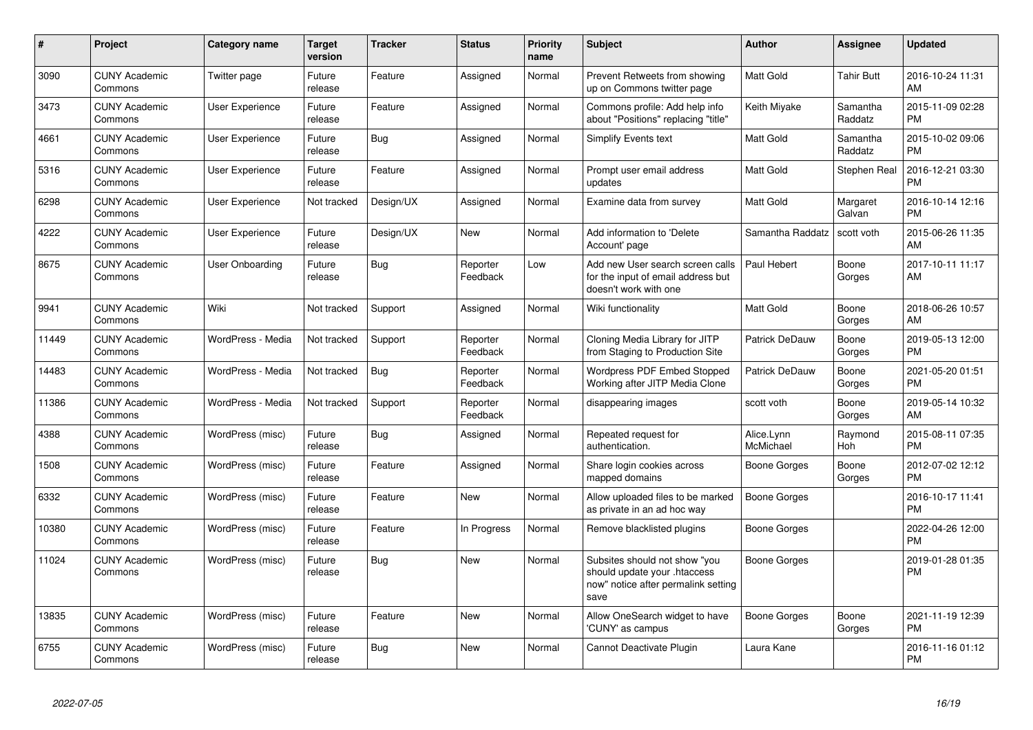| # | Project | Category name | Target version | Tracker | Status | Priority name | Subject | Author | Assignee | Updated |
|---|---|---|---|---|---|---|---|---|---|---|
| 3090 | CUNY Academic Commons | Twitter page | Future release | Feature | Assigned | Normal | Prevent Retweets from showing up on Commons twitter page | Matt Gold | Tahir Butt | 2016-10-24 11:31 AM |
| 3473 | CUNY Academic Commons | User Experience | Future release | Feature | Assigned | Normal | Commons profile: Add help info about "Positions" replacing "title" | Keith Miyake | Samantha Raddatz | 2015-11-09 02:28 PM |
| 4661 | CUNY Academic Commons | User Experience | Future release | Bug | Assigned | Normal | Simplify Events text | Matt Gold | Samantha Raddatz | 2015-10-02 09:06 PM |
| 5316 | CUNY Academic Commons | User Experience | Future release | Feature | Assigned | Normal | Prompt user email address updates | Matt Gold | Stephen Real | 2016-12-21 03:30 PM |
| 6298 | CUNY Academic Commons | User Experience | Not tracked | Design/UX | Assigned | Normal | Examine data from survey | Matt Gold | Margaret Galvan | 2016-10-14 12:16 PM |
| 4222 | CUNY Academic Commons | User Experience | Future release | Design/UX | New | Normal | Add information to 'Delete Account' page | Samantha Raddatz | scott voth | 2015-06-26 11:35 AM |
| 8675 | CUNY Academic Commons | User Onboarding | Future release | Bug | Reporter Feedback | Low | Add new User search screen calls for the input of email address but doesn't work with one | Paul Hebert | Boone Gorges | 2017-10-11 11:17 AM |
| 9941 | CUNY Academic Commons | Wiki | Not tracked | Support | Assigned | Normal | Wiki functionality | Matt Gold | Boone Gorges | 2018-06-26 10:57 AM |
| 11449 | CUNY Academic Commons | WordPress - Media | Not tracked | Support | Reporter Feedback | Normal | Cloning Media Library for JITP from Staging to Production Site | Patrick DeDauw | Boone Gorges | 2019-05-13 12:00 PM |
| 14483 | CUNY Academic Commons | WordPress - Media | Not tracked | Bug | Reporter Feedback | Normal | Wordpress PDF Embed Stopped Working after JITP Media Clone | Patrick DeDauw | Boone Gorges | 2021-05-20 01:51 PM |
| 11386 | CUNY Academic Commons | WordPress - Media | Not tracked | Support | Reporter Feedback | Normal | disappearing images | scott voth | Boone Gorges | 2019-05-14 10:32 AM |
| 4388 | CUNY Academic Commons | WordPress (misc) | Future release | Bug | Assigned | Normal | Repeated request for authentication. | Alice.Lynn McMichael | Raymond Hoh | 2015-08-11 07:35 PM |
| 1508 | CUNY Academic Commons | WordPress (misc) | Future release | Feature | Assigned | Normal | Share login cookies across mapped domains | Boone Gorges | Boone Gorges | 2012-07-02 12:12 PM |
| 6332 | CUNY Academic Commons | WordPress (misc) | Future release | Feature | New | Normal | Allow uploaded files to be marked as private in an ad hoc way | Boone Gorges | | 2016-10-17 11:41 PM |
| 10380 | CUNY Academic Commons | WordPress (misc) | Future release | Feature | In Progress | Normal | Remove blacklisted plugins | Boone Gorges | | 2022-04-26 12:00 PM |
| 11024 | CUNY Academic Commons | WordPress (misc) | Future release | Bug | New | Normal | Subsites should not show "you should update your .htaccess now" notice after permalink setting save | Boone Gorges | | 2019-01-28 01:35 PM |
| 13835 | CUNY Academic Commons | WordPress (misc) | Future release | Feature | New | Normal | Allow OneSearch widget to have 'CUNY' as campus | Boone Gorges | Boone Gorges | 2021-11-19 12:39 PM |
| 6755 | CUNY Academic Commons | WordPress (misc) | Future release | Bug | New | Normal | Cannot Deactivate Plugin | Laura Kane | | 2016-11-16 01:12 PM |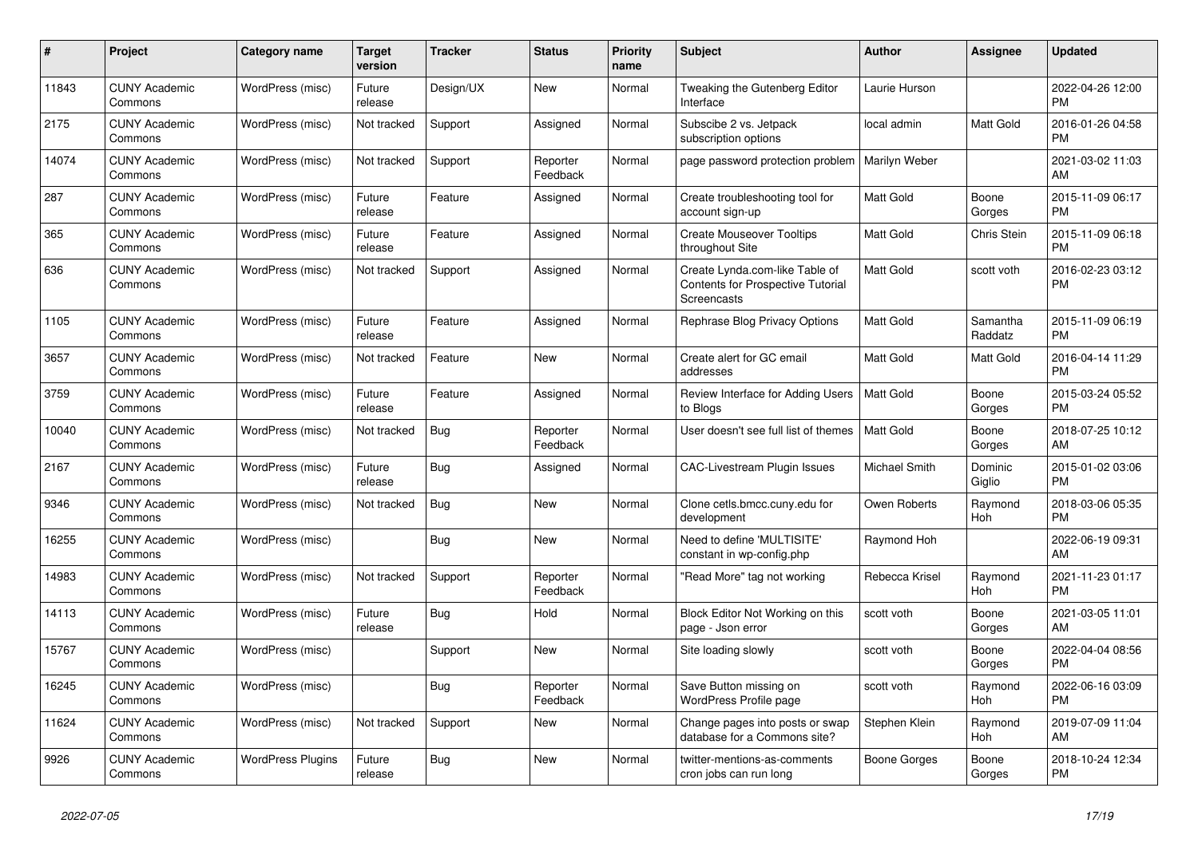| # | Project | Category name | Target version | Tracker | Status | Priority name | Subject | Author | Assignee | Updated |
|---|---|---|---|---|---|---|---|---|---|---|
| 11843 | CUNY Academic Commons | WordPress (misc) | Future release | Design/UX | New | Normal | Tweaking the Gutenberg Editor Interface | Laurie Hurson | | 2022-04-26 12:00 PM |
| 2175 | CUNY Academic Commons | WordPress (misc) | Not tracked | Support | Assigned | Normal | Subscibe 2 vs. Jetpack subscription options | local admin | Matt Gold | 2016-01-26 04:58 PM |
| 14074 | CUNY Academic Commons | WordPress (misc) | Not tracked | Support | Reporter Feedback | Normal | page password protection problem | Marilyn Weber | | 2021-03-02 11:03 AM |
| 287 | CUNY Academic Commons | WordPress (misc) | Future release | Feature | Assigned | Normal | Create troubleshooting tool for account sign-up | Matt Gold | Boone Gorges | 2015-11-09 06:17 PM |
| 365 | CUNY Academic Commons | WordPress (misc) | Future release | Feature | Assigned | Normal | Create Mouseover Tooltips throughout Site | Matt Gold | Chris Stein | 2015-11-09 06:18 PM |
| 636 | CUNY Academic Commons | WordPress (misc) | Not tracked | Support | Assigned | Normal | Create Lynda.com-like Table of Contents for Prospective Tutorial Screencasts | Matt Gold | scott voth | 2016-02-23 03:12 PM |
| 1105 | CUNY Academic Commons | WordPress (misc) | Future release | Feature | Assigned | Normal | Rephrase Blog Privacy Options | Matt Gold | Samantha Raddatz | 2015-11-09 06:19 PM |
| 3657 | CUNY Academic Commons | WordPress (misc) | Not tracked | Feature | New | Normal | Create alert for GC email addresses | Matt Gold | Matt Gold | 2016-04-14 11:29 PM |
| 3759 | CUNY Academic Commons | WordPress (misc) | Future release | Feature | Assigned | Normal | Review Interface for Adding Users to Blogs | Matt Gold | Boone Gorges | 2015-03-24 05:52 PM |
| 10040 | CUNY Academic Commons | WordPress (misc) | Not tracked | Bug | Reporter Feedback | Normal | User doesn't see full list of themes | Matt Gold | Boone Gorges | 2018-07-25 10:12 AM |
| 2167 | CUNY Academic Commons | WordPress (misc) | Future release | Bug | Assigned | Normal | CAC-Livestream Plugin Issues | Michael Smith | Dominic Giglio | 2015-01-02 03:06 PM |
| 9346 | CUNY Academic Commons | WordPress (misc) | Not tracked | Bug | New | Normal | Clone cetls.bmcc.cuny.edu for development | Owen Roberts | Raymond Hoh | 2018-03-06 05:35 PM |
| 16255 | CUNY Academic Commons | WordPress (misc) | | Bug | New | Normal | Need to define 'MULTISITE' constant in wp-config.php | Raymond Hoh | | 2022-06-19 09:31 AM |
| 14983 | CUNY Academic Commons | WordPress (misc) | Not tracked | Support | Reporter Feedback | Normal | "Read More" tag not working | Rebecca Krisel | Raymond Hoh | 2021-11-23 01:17 PM |
| 14113 | CUNY Academic Commons | WordPress (misc) | Future release | Bug | Hold | Normal | Block Editor Not Working on this page - Json error | scott voth | Boone Gorges | 2021-03-05 11:01 AM |
| 15767 | CUNY Academic Commons | WordPress (misc) | | Support | New | Normal | Site loading slowly | scott voth | Boone Gorges | 2022-04-04 08:56 PM |
| 16245 | CUNY Academic Commons | WordPress (misc) | | Bug | Reporter Feedback | Normal | Save Button missing on WordPress Profile page | scott voth | Raymond Hoh | 2022-06-16 03:09 PM |
| 11624 | CUNY Academic Commons | WordPress (misc) | Not tracked | Support | New | Normal | Change pages into posts or swap database for a Commons site? | Stephen Klein | Raymond Hoh | 2019-07-09 11:04 AM |
| 9926 | CUNY Academic Commons | WordPress Plugins | Future release | Bug | New | Normal | twitter-mentions-as-comments cron jobs can run long | Boone Gorges | Boone Gorges | 2018-10-24 12:34 PM |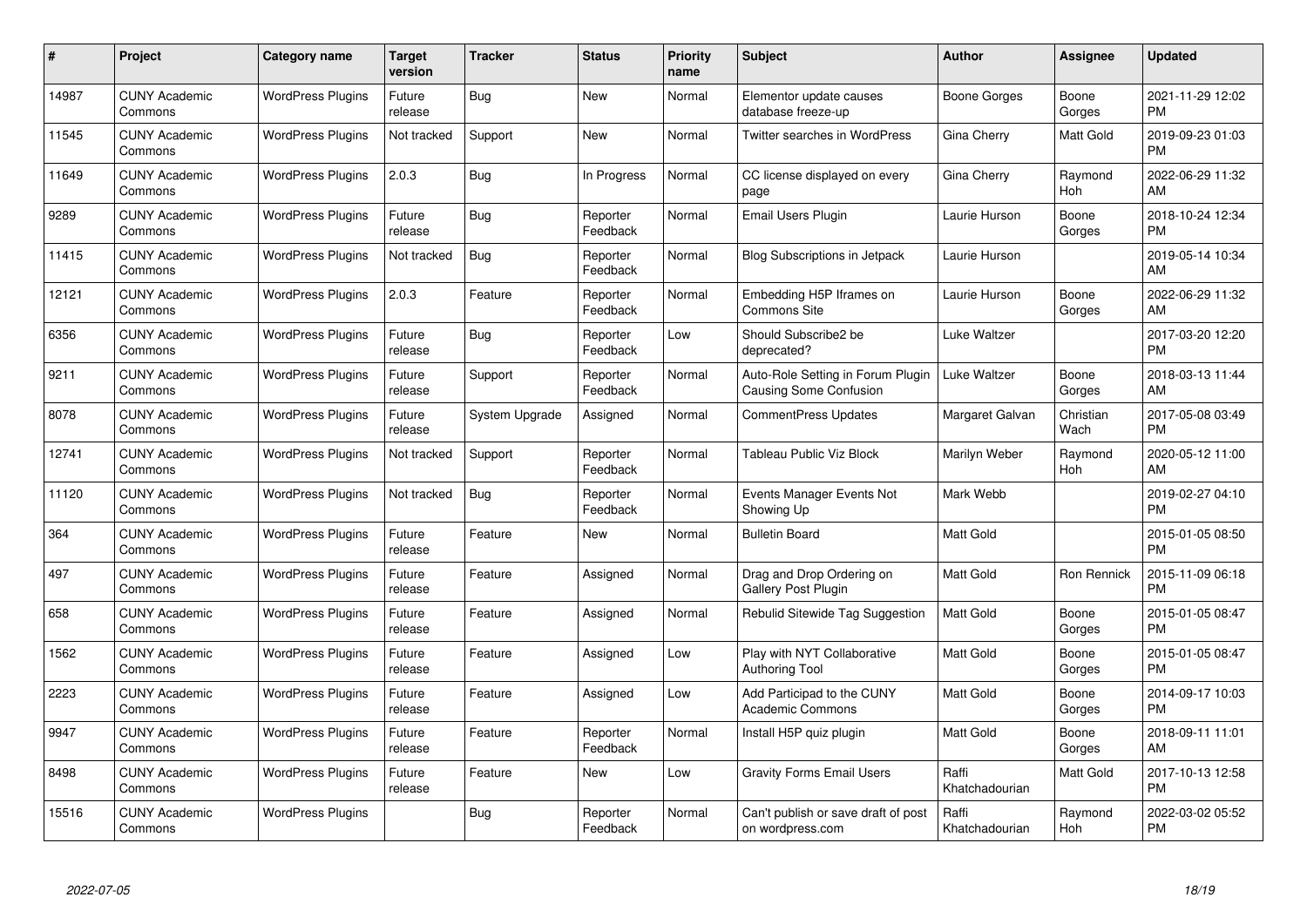| # | Project | Category name | Target version | Tracker | Status | Priority name | Subject | Author | Assignee | Updated |
|---|---|---|---|---|---|---|---|---|---|---|
| 14987 | CUNY Academic Commons | WordPress Plugins | Future release | Bug | New | Normal | Elementor update causes database freeze-up | Boone Gorges | Boone Gorges | 2021-11-29 12:02 PM |
| 11545 | CUNY Academic Commons | WordPress Plugins | Not tracked | Support | New | Normal | Twitter searches in WordPress | Gina Cherry | Matt Gold | 2019-09-23 01:03 PM |
| 11649 | CUNY Academic Commons | WordPress Plugins | 2.0.3 | Bug | In Progress | Normal | CC license displayed on every page | Gina Cherry | Raymond Hoh | 2022-06-29 11:32 AM |
| 9289 | CUNY Academic Commons | WordPress Plugins | Future release | Bug | Reporter Feedback | Normal | Email Users Plugin | Laurie Hurson | Boone Gorges | 2018-10-24 12:34 PM |
| 11415 | CUNY Academic Commons | WordPress Plugins | Not tracked | Bug | Reporter Feedback | Normal | Blog Subscriptions in Jetpack | Laurie Hurson | | 2019-05-14 10:34 AM |
| 12121 | CUNY Academic Commons | WordPress Plugins | 2.0.3 | Feature | Reporter Feedback | Normal | Embedding H5P Iframes on Commons Site | Laurie Hurson | Boone Gorges | 2022-06-29 11:32 AM |
| 6356 | CUNY Academic Commons | WordPress Plugins | Future release | Bug | Reporter Feedback | Low | Should Subscribe2 be deprecated? | Luke Waltzer | | 2017-03-20 12:20 PM |
| 9211 | CUNY Academic Commons | WordPress Plugins | Future release | Support | Reporter Feedback | Normal | Auto-Role Setting in Forum Plugin Causing Some Confusion | Luke Waltzer | Boone Gorges | 2018-03-13 11:44 AM |
| 8078 | CUNY Academic Commons | WordPress Plugins | Future release | System Upgrade | Assigned | Normal | CommentPress Updates | Margaret Galvan | Christian Wach | 2017-05-08 03:49 PM |
| 12741 | CUNY Academic Commons | WordPress Plugins | Not tracked | Support | Reporter Feedback | Normal | Tableau Public Viz Block | Marilyn Weber | Raymond Hoh | 2020-05-12 11:00 AM |
| 11120 | CUNY Academic Commons | WordPress Plugins | Not tracked | Bug | Reporter Feedback | Normal | Events Manager Events Not Showing Up | Mark Webb | | 2019-02-27 04:10 PM |
| 364 | CUNY Academic Commons | WordPress Plugins | Future release | Feature | New | Normal | Bulletin Board | Matt Gold | | 2015-01-05 08:50 PM |
| 497 | CUNY Academic Commons | WordPress Plugins | Future release | Feature | Assigned | Normal | Drag and Drop Ordering on Gallery Post Plugin | Matt Gold | Ron Rennick | 2015-11-09 06:18 PM |
| 658 | CUNY Academic Commons | WordPress Plugins | Future release | Feature | Assigned | Normal | Rebulid Sitewide Tag Suggestion | Matt Gold | Boone Gorges | 2015-01-05 08:47 PM |
| 1562 | CUNY Academic Commons | WordPress Plugins | Future release | Feature | Assigned | Low | Play with NYT Collaborative Authoring Tool | Matt Gold | Boone Gorges | 2015-01-05 08:47 PM |
| 2223 | CUNY Academic Commons | WordPress Plugins | Future release | Feature | Assigned | Low | Add Participad to the CUNY Academic Commons | Matt Gold | Boone Gorges | 2014-09-17 10:03 PM |
| 9947 | CUNY Academic Commons | WordPress Plugins | Future release | Feature | Reporter Feedback | Normal | Install H5P quiz plugin | Matt Gold | Boone Gorges | 2018-09-11 11:01 AM |
| 8498 | CUNY Academic Commons | WordPress Plugins | Future release | Feature | New | Low | Gravity Forms Email Users | Raffi Khatchadourian | Matt Gold | 2017-10-13 12:58 PM |
| 15516 | CUNY Academic Commons | WordPress Plugins | | Bug | Reporter Feedback | Normal | Can't publish or save draft of post on wordpress.com | Raffi Khatchadourian | Raymond Hoh | 2022-03-02 05:52 PM |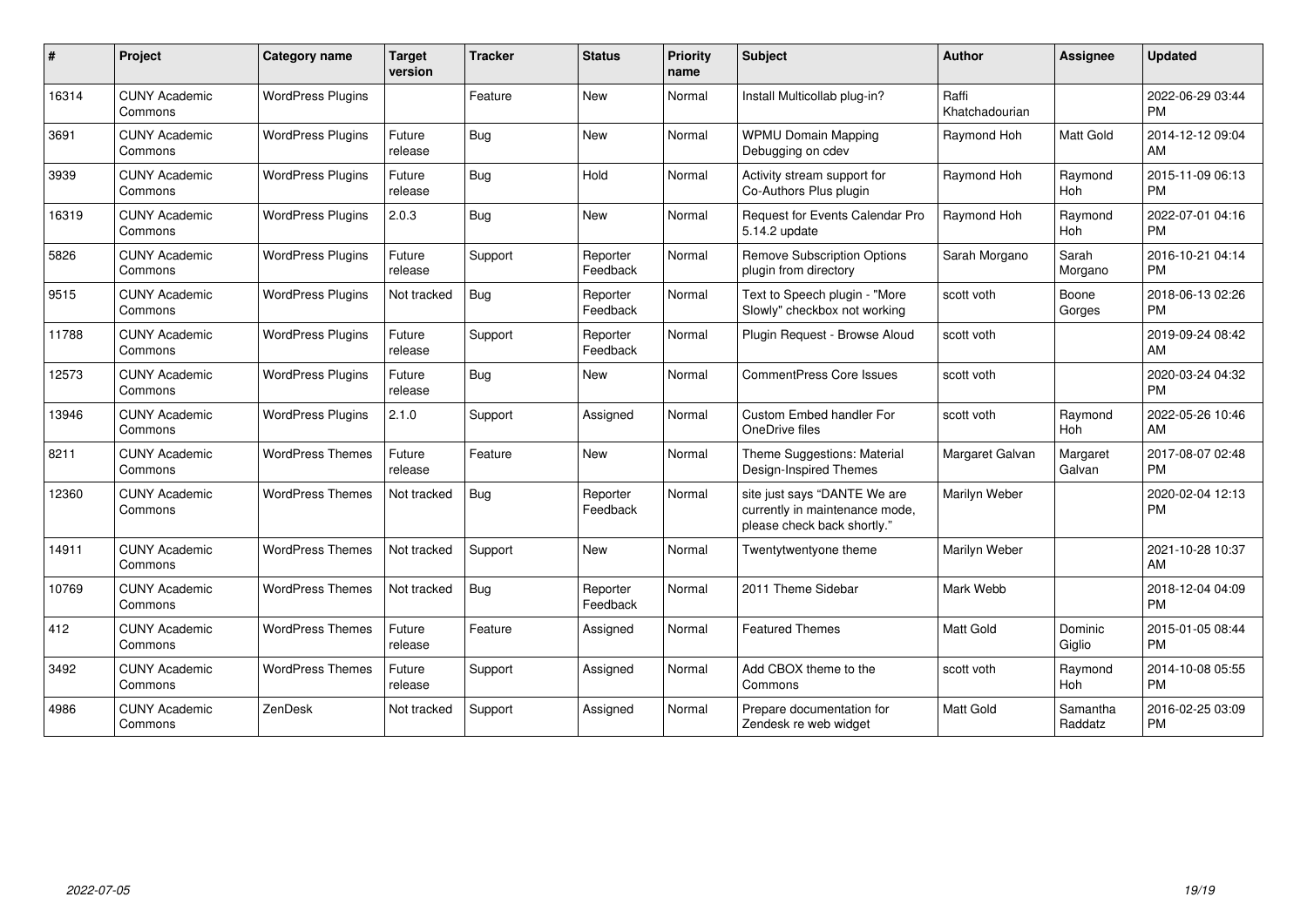| # | Project | Category name | Target version | Tracker | Status | Priority name | Subject | Author | Assignee | Updated |
|---|---|---|---|---|---|---|---|---|---|---|
| 16314 | CUNY Academic Commons | WordPress Plugins | | Feature | New | Normal | Install Multicollab plug-in? | Raffi Khatchadourian | | 2022-06-29 03:44 PM |
| 3691 | CUNY Academic Commons | WordPress Plugins | Future release | Bug | New | Normal | WPMU Domain Mapping Debugging on cdev | Raymond Hoh | Matt Gold | 2014-12-12 09:04 AM |
| 3939 | CUNY Academic Commons | WordPress Plugins | Future release | Bug | Hold | Normal | Activity stream support for Co-Authors Plus plugin | Raymond Hoh | Raymond Hoh | 2015-11-09 06:13 PM |
| 16319 | CUNY Academic Commons | WordPress Plugins | 2.0.3 | Bug | New | Normal | Request for Events Calendar Pro 5.14.2 update | Raymond Hoh | Raymond Hoh | 2022-07-01 04:16 PM |
| 5826 | CUNY Academic Commons | WordPress Plugins | Future release | Support | Reporter Feedback | Normal | Remove Subscription Options plugin from directory | Sarah Morgano | Sarah Morgano | 2016-10-21 04:14 PM |
| 9515 | CUNY Academic Commons | WordPress Plugins | Not tracked | Bug | Reporter Feedback | Normal | Text to Speech plugin - "More Slowly" checkbox not working | scott voth | Boone Gorges | 2018-06-13 02:26 PM |
| 11788 | CUNY Academic Commons | WordPress Plugins | Future release | Support | Reporter Feedback | Normal | Plugin Request - Browse Aloud | scott voth | | 2019-09-24 08:42 AM |
| 12573 | CUNY Academic Commons | WordPress Plugins | Future release | Bug | New | Normal | CommentPress Core Issues | scott voth | | 2020-03-24 04:32 PM |
| 13946 | CUNY Academic Commons | WordPress Plugins | 2.1.0 | Support | Assigned | Normal | Custom Embed handler For OneDrive files | scott voth | Raymond Hoh | 2022-05-26 10:46 AM |
| 8211 | CUNY Academic Commons | WordPress Themes | Future release | Feature | New | Normal | Theme Suggestions: Material Design-Inspired Themes | Margaret Galvan | Margaret Galvan | 2017-08-07 02:48 PM |
| 12360 | CUNY Academic Commons | WordPress Themes | Not tracked | Bug | Reporter Feedback | Normal | site just says "DANTE We are currently in maintenance mode, please check back shortly." | Marilyn Weber | | 2020-02-04 12:13 PM |
| 14911 | CUNY Academic Commons | WordPress Themes | Not tracked | Support | New | Normal | Twentytwentyone theme | Marilyn Weber | | 2021-10-28 10:37 AM |
| 10769 | CUNY Academic Commons | WordPress Themes | Not tracked | Bug | Reporter Feedback | Normal | 2011 Theme Sidebar | Mark Webb | | 2018-12-04 04:09 PM |
| 412 | CUNY Academic Commons | WordPress Themes | Future release | Feature | Assigned | Normal | Featured Themes | Matt Gold | Dominic Giglio | 2015-01-05 08:44 PM |
| 3492 | CUNY Academic Commons | WordPress Themes | Future release | Support | Assigned | Normal | Add CBOX theme to the Commons | scott voth | Raymond Hoh | 2014-10-08 05:55 PM |
| 4986 | CUNY Academic Commons | ZenDesk | Not tracked | Support | Assigned | Normal | Prepare documentation for Zendesk re web widget | Matt Gold | Samantha Raddatz | 2016-02-25 03:09 PM |